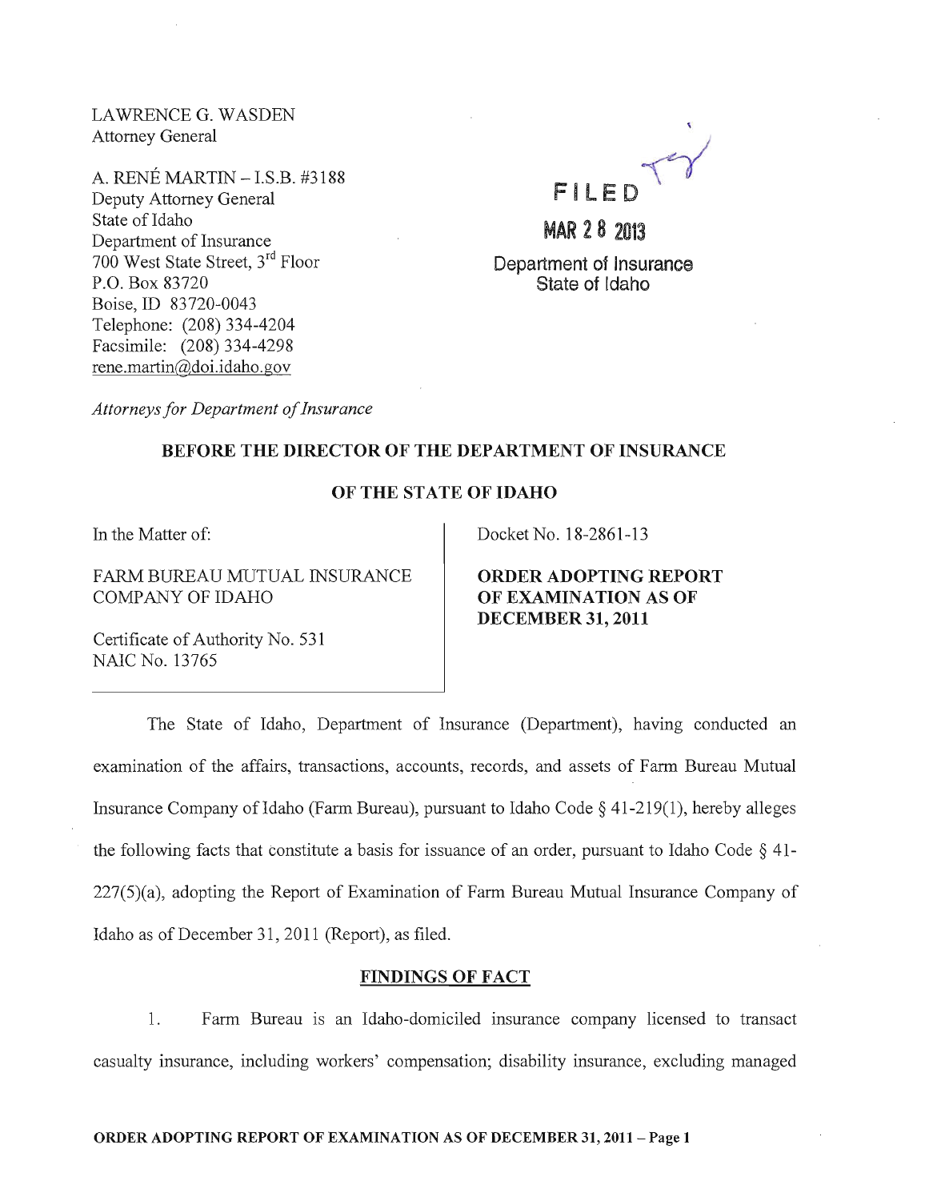LAWRENCE G. WASDEN
Attorney General

A. RENÉ MARTIN – I.S.B. #3188
Deputy Attorney General
State of Idaho
Department of Insurance
700 West State Street, 3rd Floor
P.O. Box 83720
Boise, ID 83720-0043
Telephone: (208) 334-4204
Facsimile: (208) 334-4298
rene.martin@doi.idaho.gov

*Attorneys for Department of Insurance*

FILED

MAR 28 2013

Department of Insurance
State of Idaho

**BEFORE THE DIRECTOR OF THE DEPARTMENT OF INSURANCE**

**OF THE STATE OF IDAHO**

In the Matter of:

FARM BUREAU MUTUAL INSURANCE COMPANY OF IDAHO

Certificate of Authority No. 531
NAIC No. 13765

Docket No. 18-2861-13

**ORDER ADOPTING REPORT OF EXAMINATION AS OF DECEMBER 31, 2011**

The State of Idaho, Department of Insurance (Department), having conducted an examination of the affairs, transactions, accounts, records, and assets of Farm Bureau Mutual Insurance Company of Idaho (Farm Bureau), pursuant to Idaho Code § 41-219(1), hereby alleges the following facts that constitute a basis for issuance of an order, pursuant to Idaho Code § 41-227(5)(a), adopting the Report of Examination of Farm Bureau Mutual Insurance Company of Idaho as of December 31, 2011 (Report), as filed.

## FINDINGS OF FACT

1. Farm Bureau is an Idaho-domiciled insurance company licensed to transact casualty insurance, including workers' compensation; disability insurance, excluding managed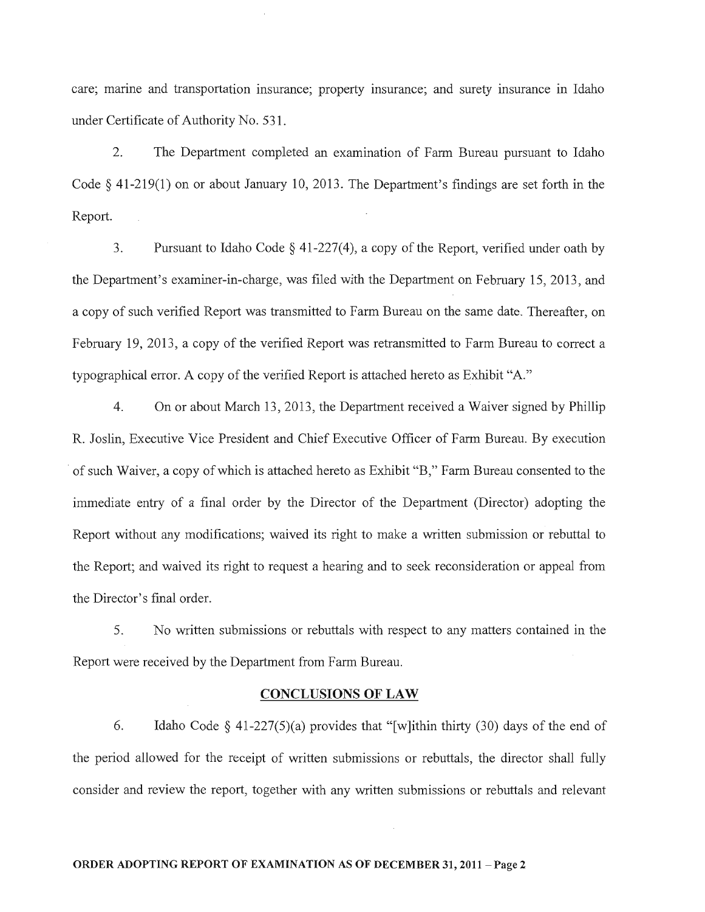care; marine and transportation insurance; property insurance; and surety insurance in Idaho under Certificate of Authority No. 531.

2. The Department completed an examination of Farm Bureau pursuant to Idaho Code § 41-219(1) on or about January 10, 2013. The Department's findings are set forth in the Report.

3. Pursuant to Idaho Code § 41-227(4), a copy of the Report, verified under oath by the Department's examiner-in-charge, was filed with the Department on February 15, 2013, and a copy of such verified Report was transmitted to Farm Bureau on the same date. Thereafter, on February 19, 2013, a copy of the verified Report was retransmitted to Farm Bureau to correct a typographical error. A copy of the verified Report is attached hereto as Exhibit "A."

4. On or about March 13, 2013, the Department received a Waiver signed by Phillip R. Joslin, Executive Vice President and Chief Executive Officer of Farm Bureau. By execution of such Waiver, a copy of which is attached hereto as Exhibit "B," Farm Bureau consented to the immediate entry of a final order by the Director of the Department (Director) adopting the Report without any modifications; waived its right to make a written submission or rebuttal to the Report; and waived its right to request a hearing and to seek reconsideration or appeal from the Director's final order.

5. No written submissions or rebuttals with respect to any matters contained in the Report were received by the Department from Farm Bureau.

## CONCLUSIONS OF LAW

6. Idaho Code § 41-227(5)(a) provides that "[w]ithin thirty (30) days of the end of the period allowed for the receipt of written submissions or rebuttals, the director shall fully consider and review the report, together with any written submissions or rebuttals and relevant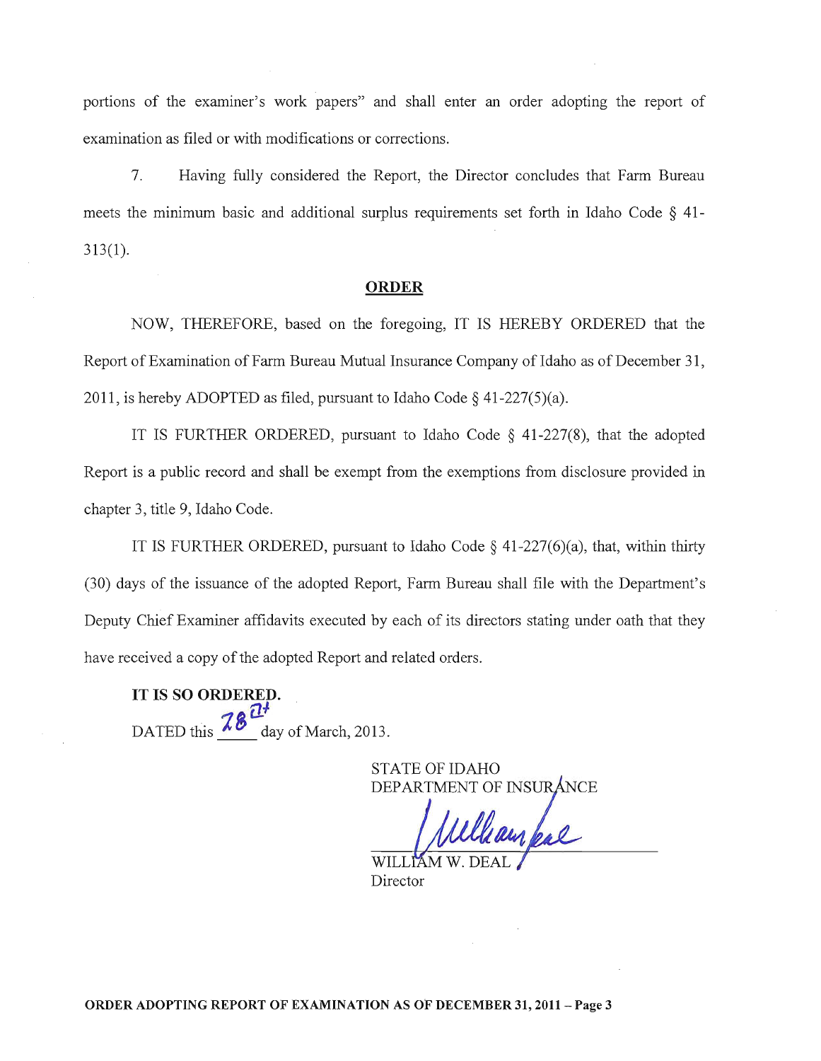portions of the examiner's work papers" and shall enter an order adopting the report of examination as filed or with modifications or corrections.

7. Having fully considered the Report, the Director concludes that Farm Bureau meets the minimum basic and additional surplus requirements set forth in Idaho Code § 41-313(1).

## ORDER

NOW, THEREFORE, based on the foregoing, IT IS HEREBY ORDERED that the Report of Examination of Farm Bureau Mutual Insurance Company of Idaho as of December 31, 2011, is hereby ADOPTED as filed, pursuant to Idaho Code § 41-227(5)(a).

IT IS FURTHER ORDERED, pursuant to Idaho Code § 41-227(8), that the adopted Report is a public record and shall be exempt from the exemptions from disclosure provided in chapter 3, title 9, Idaho Code.

IT IS FURTHER ORDERED, pursuant to Idaho Code § 41-227(6)(a), that, within thirty (30) days of the issuance of the adopted Report, Farm Bureau shall file with the Department's Deputy Chief Examiner affidavits executed by each of its directors stating under oath that they have received a copy of the adopted Report and related orders.

**IT IS SO ORDERED.**

DATED this 28th day of March, 2013.

STATE OF IDAHO
DEPARTMENT OF INSURANCE

William Deal

WILLIAM W. DEAL
Director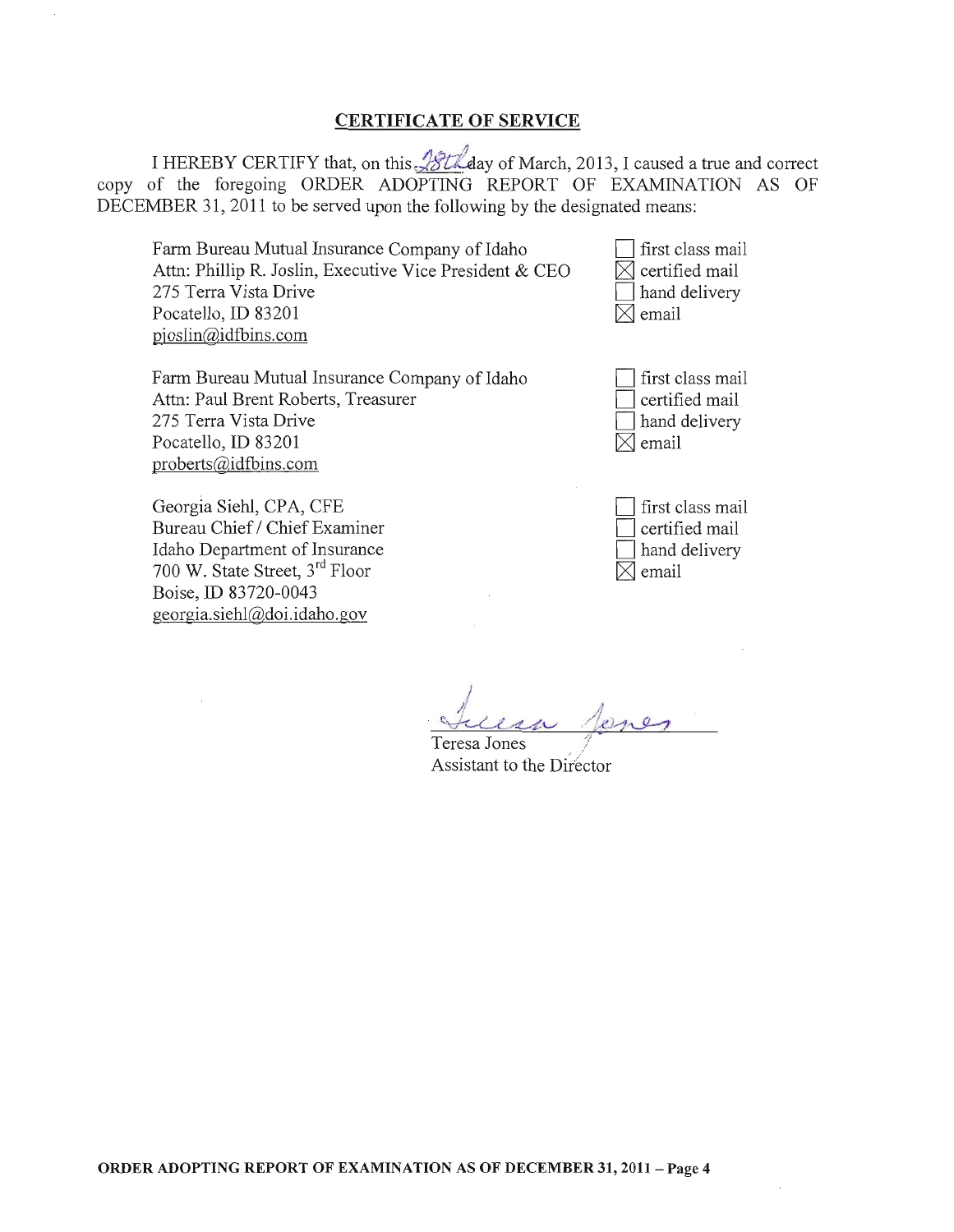## CERTIFICATE OF SERVICE

I HEREBY CERTIFY that, on this 28th day of March, 2013, I caused a true and correct copy of the foregoing ORDER ADOPTING REPORT OF EXAMINATION AS OF DECEMBER 31, 2011 to be served upon the following by the designated means:

| Recipient | Means |
| --- | --- |
| Farm Bureau Mutual Insurance Company of Idaho<br>Attn: Phillip R. Joslin, Executive Vice President & CEO<br>275 Terra Vista Drive<br>Pocatello, ID 83201<br>pjoslin@idfbins.com | ☐ first class mail<br>☒ certified mail<br>☐ hand delivery<br>☒ email |
| Farm Bureau Mutual Insurance Company of Idaho<br>Attn: Paul Brent Roberts, Treasurer<br>275 Terra Vista Drive<br>Pocatello, ID 83201<br>proberts@idfbins.com | ☐ first class mail<br>☐ certified mail<br>☐ hand delivery<br>☒ email |
| Georgia Siehl, CPA, CFE<br>Bureau Chief / Chief Examiner<br>Idaho Department of Insurance<br>700 W. State Street, 3rd Floor<br>Boise, ID 83720-0043<br>georgia.siehl@doi.idaho.gov | ☐ first class mail<br>☐ certified mail<br>☐ hand delivery<br>☒ email |

Teresa Jones
Assistant to the Director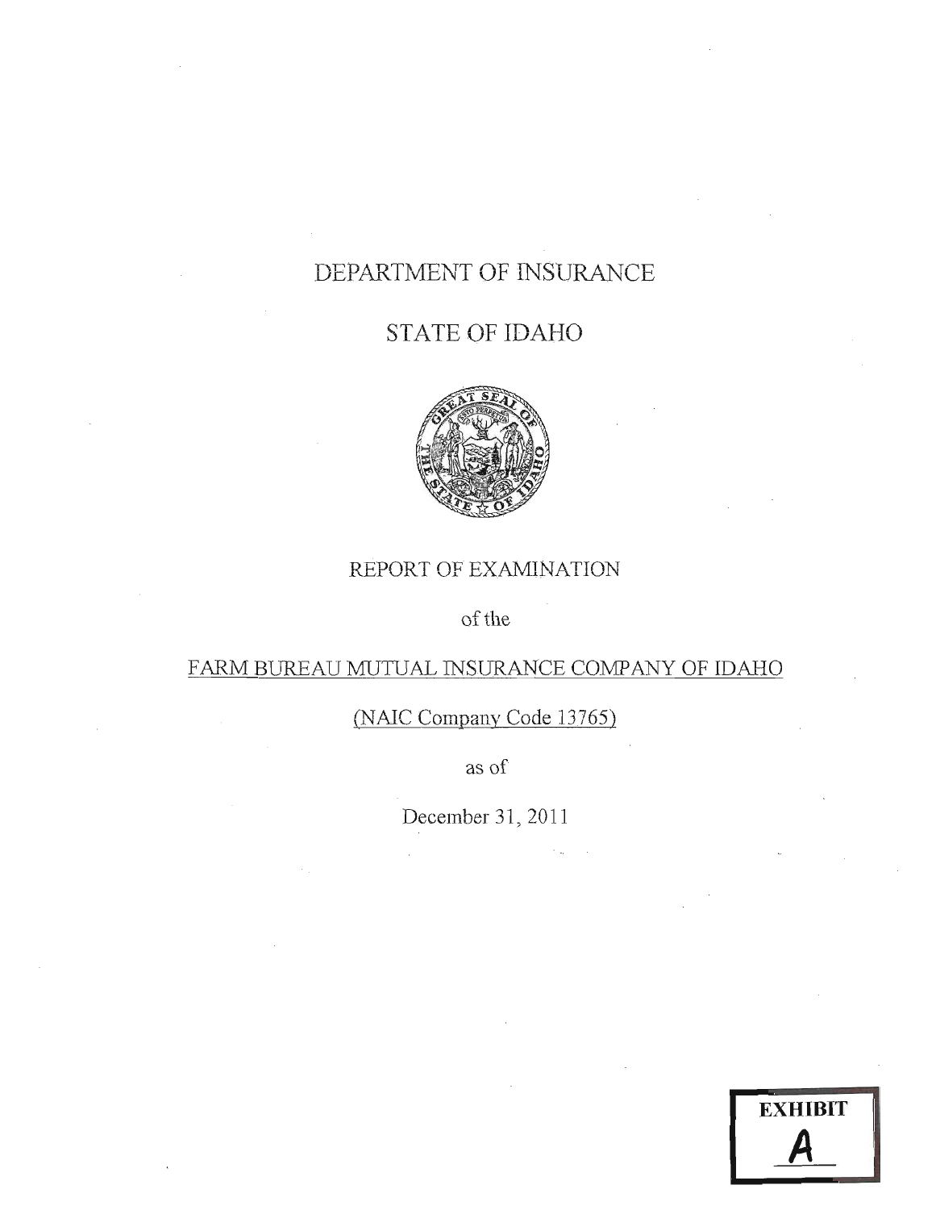# DEPARTMENT OF INSURANCE

# STATE OF IDAHO

REPORT OF EXAMINATION

of the

FARM BUREAU MUTUAL INSURANCE COMPANY OF IDAHO

(NAIC Company Code 13765)

as of

December 31, 2011

**EXHIBIT**

**A**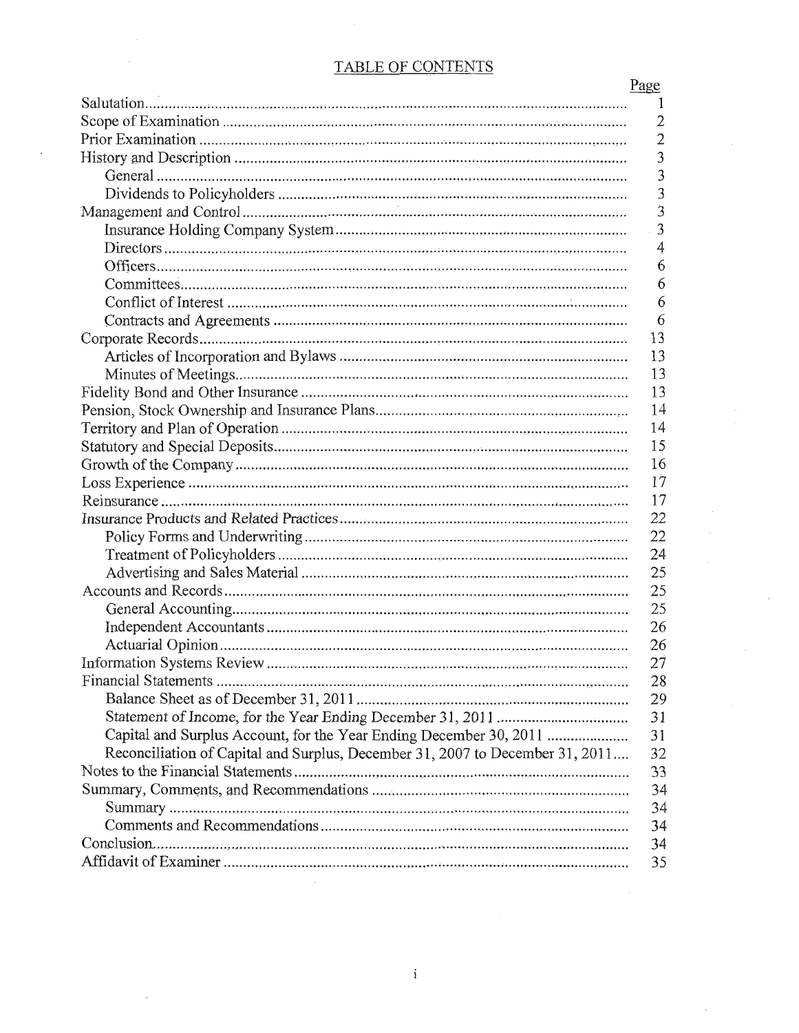# TABLE OF CONTENTS

| | Page |
|---|---|
| Salutation | 1 |
| Scope of Examination | 2 |
| Prior Examination | 2 |
| History and Description | 3 |
| General | 3 |
| Dividends to Policyholders | 3 |
| Management and Control | 3 |
| Insurance Holding Company System | 3 |
| Directors | 4 |
| Officers | 6 |
| Committees | 6 |
| Conflict of Interest | 6 |
| Contracts and Agreements | 6 |
| Corporate Records | 13 |
| Articles of Incorporation and Bylaws | 13 |
| Minutes of Meetings | 13 |
| Fidelity Bond and Other Insurance | 13 |
| Pension, Stock Ownership and Insurance Plans | 14 |
| Territory and Plan of Operation | 14 |
| Statutory and Special Deposits | 15 |
| Growth of the Company | 16 |
| Loss Experience | 17 |
| Reinsurance | 17 |
| Insurance Products and Related Practices | 22 |
| Policy Forms and Underwriting | 22 |
| Treatment of Policyholders | 24 |
| Advertising and Sales Material | 25 |
| Accounts and Records | 25 |
| General Accounting | 25 |
| Independent Accountants | 26 |
| Actuarial Opinion | 26 |
| Information Systems Review | 27 |
| Financial Statements | 28 |
| Balance Sheet as of December 31, 2011 | 29 |
| Statement of Income, for the Year Ending December 31, 2011 | 31 |
| Capital and Surplus Account, for the Year Ending December 30, 2011 | 31 |
| Reconciliation of Capital and Surplus, December 31, 2007 to December 31, 2011 | 32 |
| Notes to the Financial Statements | 33 |
| Summary, Comments, and Recommendations | 34 |
| Summary | 34 |
| Comments and Recommendations | 34 |
| Conclusion | 34 |
| Affidavit of Examiner | 35 |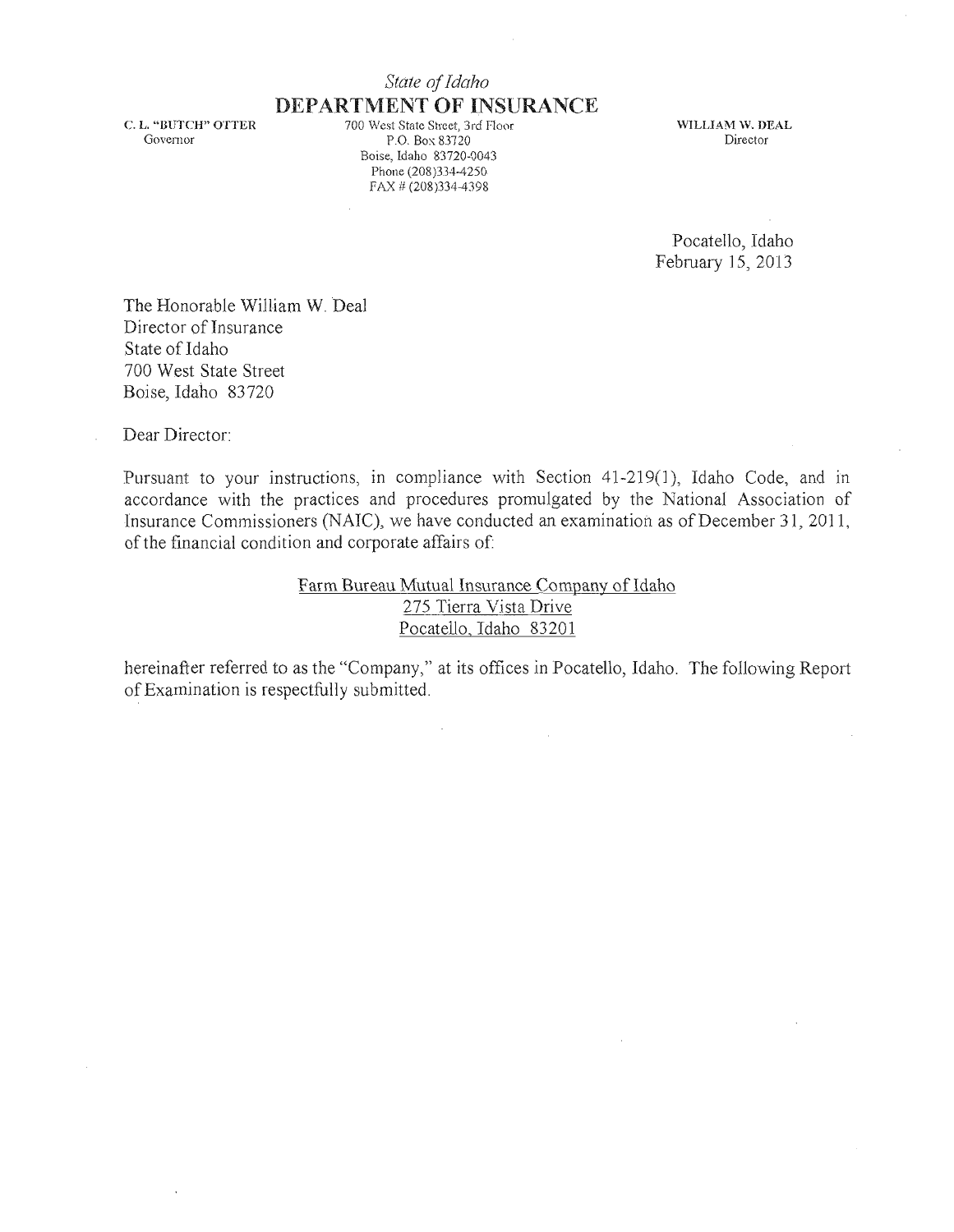*State of Idaho*

**DEPARTMENT OF INSURANCE**

C. L. "BUTCH" OTTER
Governor

700 West State Street, 3rd Floor
P.O. Box 83720
Boise, Idaho 83720-0043
Phone (208)334-4250
FAX # (208)334-4398

WILLIAM W. DEAL
Director

Pocatello, Idaho
February 15, 2013

The Honorable William W. Deal
Director of Insurance
State of Idaho
700 West State Street
Boise, Idaho 83720

Dear Director:

Pursuant to your instructions, in compliance with Section 41-219(1), Idaho Code, and in accordance with the practices and procedures promulgated by the National Association of Insurance Commissioners (NAIC), we have conducted an examination as of December 31, 2011, of the financial condition and corporate affairs of:

<u>Farm Bureau Mutual Insurance Company of Idaho</u>
<u>275 Tierra Vista Drive</u>
<u>Pocatello, Idaho 83201</u>

hereinafter referred to as the "Company," at its offices in Pocatello, Idaho. The following Report of Examination is respectfully submitted.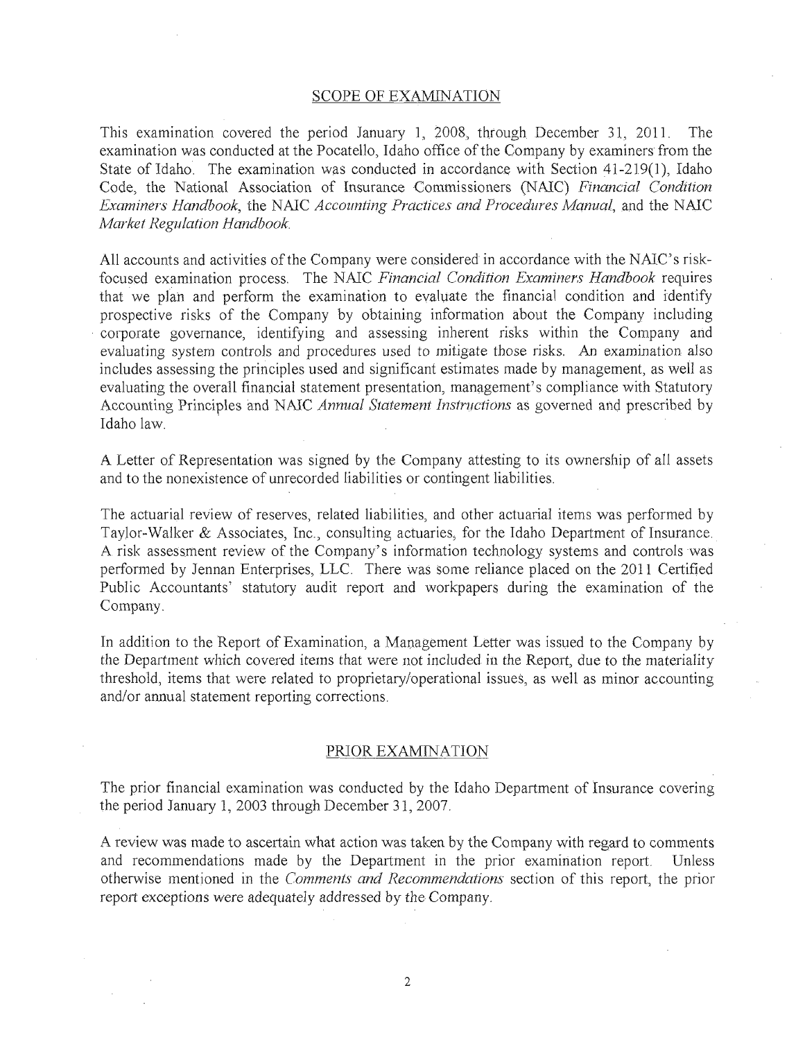## SCOPE OF EXAMINATION

This examination covered the period January 1, 2008, through December 31, 2011. The examination was conducted at the Pocatello, Idaho office of the Company by examiners from the State of Idaho. The examination was conducted in accordance with Section 41-219(1), Idaho Code, the National Association of Insurance Commissioners (NAIC) *Financial Condition Examiners Handbook*, the NAIC *Accounting Practices and Procedures Manual*, and the NAIC *Market Regulation Handbook*.

All accounts and activities of the Company were considered in accordance with the NAIC's risk-focused examination process. The NAIC *Financial Condition Examiners Handbook* requires that we plan and perform the examination to evaluate the financial condition and identify prospective risks of the Company by obtaining information about the Company including corporate governance, identifying and assessing inherent risks within the Company and evaluating system controls and procedures used to mitigate those risks. An examination also includes assessing the principles used and significant estimates made by management, as well as evaluating the overall financial statement presentation, management's compliance with Statutory Accounting Principles and NAIC *Annual Statement Instructions* as governed and prescribed by Idaho law.

A Letter of Representation was signed by the Company attesting to its ownership of all assets and to the nonexistence of unrecorded liabilities or contingent liabilities.

The actuarial review of reserves, related liabilities, and other actuarial items was performed by Taylor-Walker & Associates, Inc., consulting actuaries, for the Idaho Department of Insurance. A risk assessment review of the Company's information technology systems and controls was performed by Jennan Enterprises, LLC. There was some reliance placed on the 2011 Certified Public Accountants' statutory audit report and workpapers during the examination of the Company.

In addition to the Report of Examination, a Management Letter was issued to the Company by the Department which covered items that were not included in the Report, due to the materiality threshold, items that were related to proprietary/operational issues, as well as minor accounting and/or annual statement reporting corrections.

## PRIOR EXAMINATION

The prior financial examination was conducted by the Idaho Department of Insurance covering the period January 1, 2003 through December 31, 2007.

A review was made to ascertain what action was taken by the Company with regard to comments and recommendations made by the Department in the prior examination report. Unless otherwise mentioned in the *Comments and Recommendations* section of this report, the prior report exceptions were adequately addressed by the Company.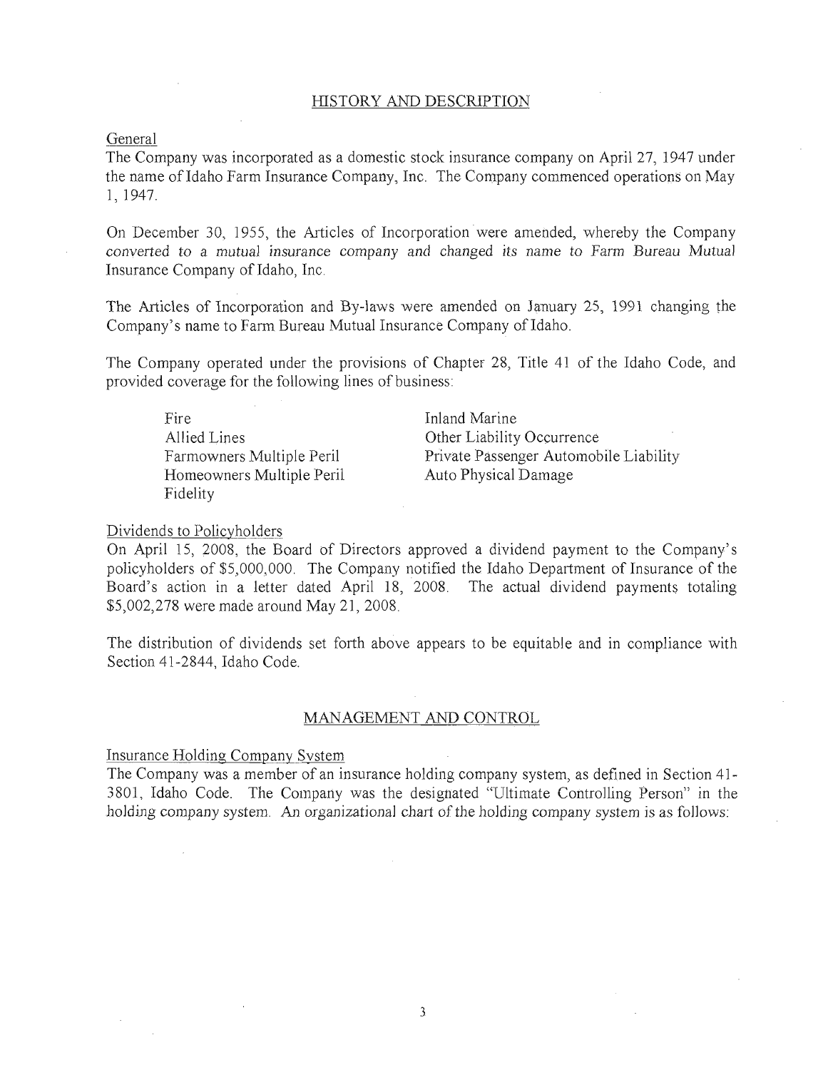## HISTORY AND DESCRIPTION

### General

The Company was incorporated as a domestic stock insurance company on April 27, 1947 under the name of Idaho Farm Insurance Company, Inc. The Company commenced operations on May 1, 1947.

On December 30, 1955, the Articles of Incorporation were amended, whereby the Company converted to a mutual insurance company and changed its name to Farm Bureau Mutual Insurance Company of Idaho, Inc.

The Articles of Incorporation and By-laws were amended on January 25, 1991 changing the Company's name to Farm Bureau Mutual Insurance Company of Idaho.

The Company operated under the provisions of Chapter 28, Title 41 of the Idaho Code, and provided coverage for the following lines of business:

- Fire
- Allied Lines
- Farmowners Multiple Peril
- Homeowners Multiple Peril
- Fidelity
- Inland Marine
- Other Liability Occurrence
- Private Passenger Automobile Liability
- Auto Physical Damage

### Dividends to Policyholders

On April 15, 2008, the Board of Directors approved a dividend payment to the Company's policyholders of $5,000,000. The Company notified the Idaho Department of Insurance of the Board's action in a letter dated April 18, 2008. The actual dividend payments totaling $5,002,278 were made around May 21, 2008.

The distribution of dividends set forth above appears to be equitable and in compliance with Section 41-2844, Idaho Code.

## MANAGEMENT AND CONTROL

### Insurance Holding Company System

The Company was a member of an insurance holding company system, as defined in Section 41-3801, Idaho Code. The Company was the designated "Ultimate Controlling Person" in the holding company system. An organizational chart of the holding company system is as follows: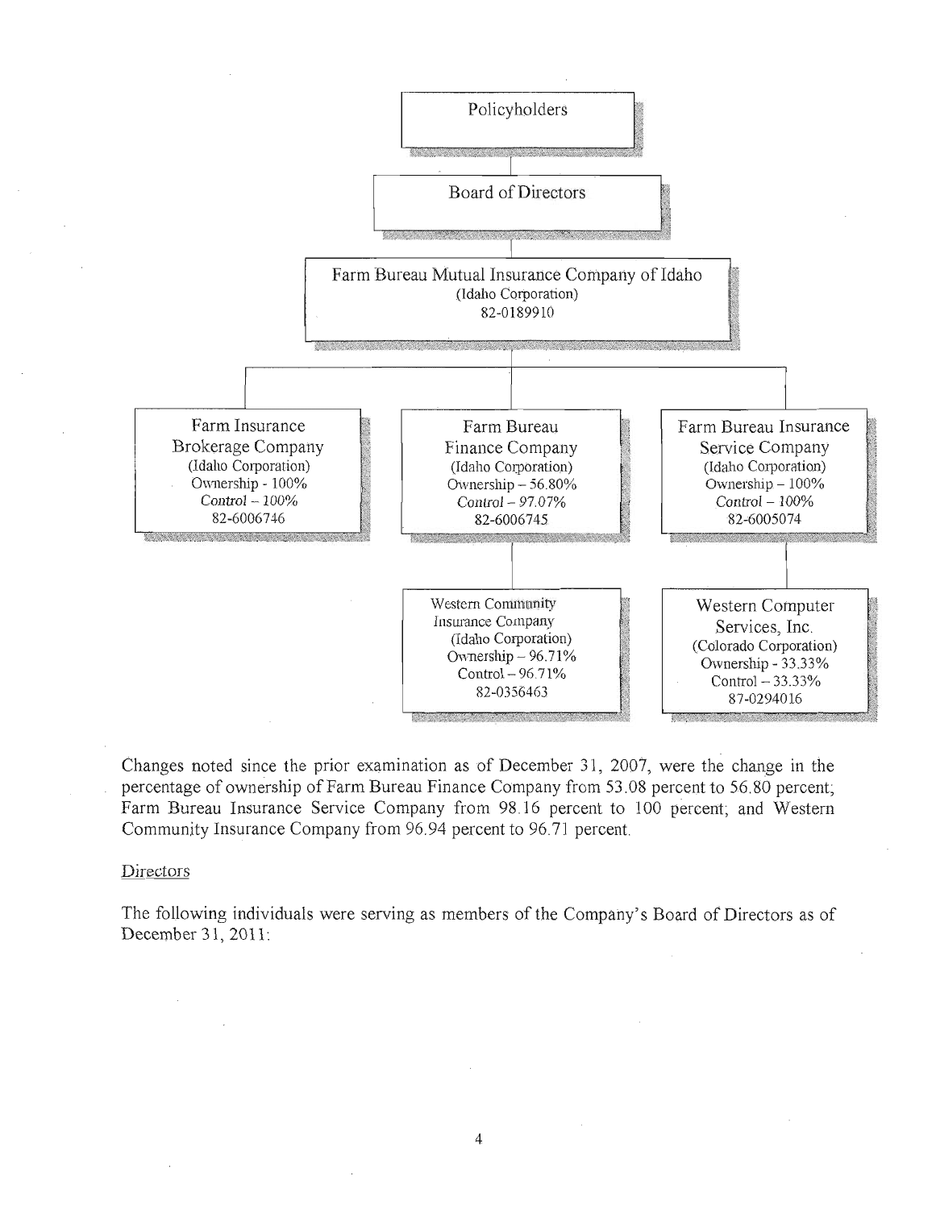Policyholders

Board of Directors

Farm Bureau Mutual Insurance Company of Idaho
(Idaho Corporation)
82-0189910

| Farm Insurance Brokerage Company | Farm Bureau Finance Company | Farm Bureau Insurance Service Company |
|---|---|---|
| (Idaho Corporation) | (Idaho Corporation) | (Idaho Corporation) |
| Ownership - 100% | Ownership – 56.80% | Ownership – 100% |
| *Control – 100%* | *Control – 97.07%* | *Control – 100%* |
| 82-6006746 | 82-6006745 | 82-6005074 |

| Western Community Insurance Company (subsidiary of Farm Bureau Finance Company) | Western Computer Services, Inc. (subsidiary of Farm Bureau Insurance Service Company) |
|---|---|
| (Idaho Corporation) | (Colorado Corporation) |
| Ownership – 96.71% | Ownership - 33.33% |
| Control – 96.71% | Control – 33.33% |
| 82-0356463 | 87-0294016 |

Changes noted since the prior examination as of December 31, 2007, were the change in the percentage of ownership of Farm Bureau Finance Company from 53.08 percent to 56.80 percent; Farm Bureau Insurance Service Company from 98.16 percent to 100 percent; and Western Community Insurance Company from 96.94 percent to 96.71 percent.

## Directors

The following individuals were serving as members of the Company's Board of Directors as of December 31, 2011: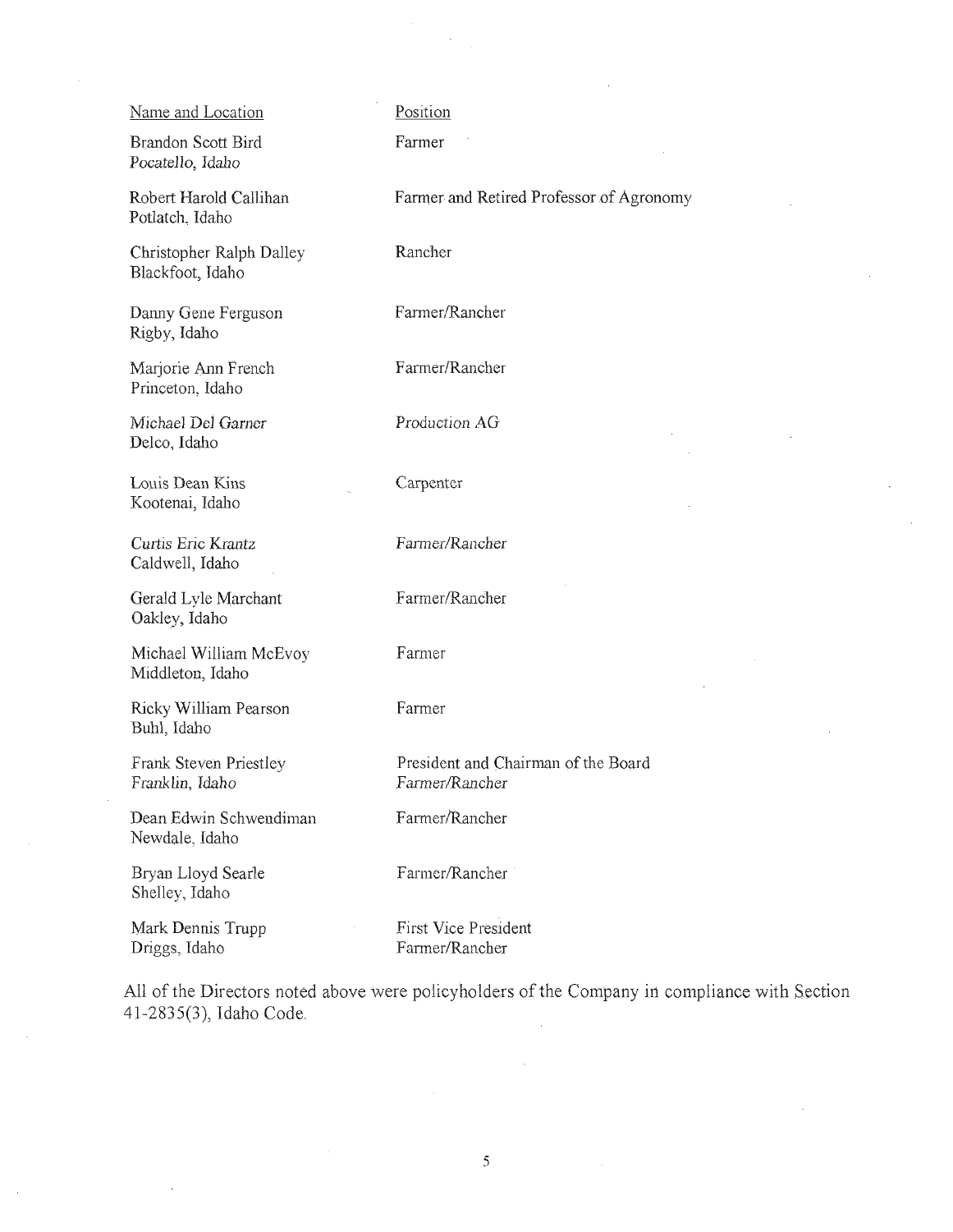| Name and Location | Position |
| --- | --- |
| Brandon Scott Bird<br>Pocatello, Idaho | Farmer |
| Robert Harold Callihan<br>Potlatch, Idaho | Farmer and Retired Professor of Agronomy |
| Christopher Ralph Dalley<br>Blackfoot, Idaho | Rancher |
| Danny Gene Ferguson<br>Rigby, Idaho | Farmer/Rancher |
| Marjorie Ann French<br>Princeton, Idaho | Farmer/Rancher |
| Michael Del Garner<br>Delco, Idaho | Production AG |
| Louis Dean Kins<br>Kootenai, Idaho | Carpenter |
| Curtis Eric Krantz<br>Caldwell, Idaho | Farmer/Rancher |
| Gerald Lyle Marchant<br>Oakley, Idaho | Farmer/Rancher |
| Michael William McEvoy<br>Middleton, Idaho | Farmer |
| Ricky William Pearson<br>Buhl, Idaho | Farmer |
| Frank Steven Priestley<br>Franklin, Idaho | President and Chairman of the Board<br>Farmer/Rancher |
| Dean Edwin Schwendiman<br>Newdale, Idaho | Farmer/Rancher |
| Bryan Lloyd Searle<br>Shelley, Idaho | Farmer/Rancher |
| Mark Dennis Trupp<br>Driggs, Idaho | First Vice President<br>Farmer/Rancher |

All of the Directors noted above were policyholders of the Company in compliance with Section 41-2835(3), Idaho Code.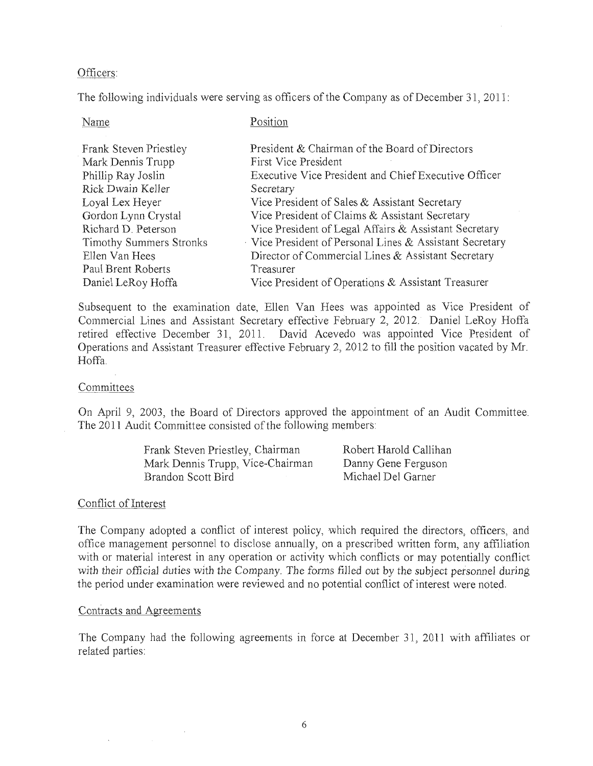Officers:

The following individuals were serving as officers of the Company as of December 31, 2011:

| Name | Position |
| --- | --- |
| Frank Steven Priestley | President & Chairman of the Board of Directors |
| Mark Dennis Trupp | First Vice President |
| Phillip Ray Joslin | Executive Vice President and Chief Executive Officer |
| Rick Dwain Keller | Secretary |
| Loyal Lex Heyer | Vice President of Sales & Assistant Secretary |
| Gordon Lynn Crystal | Vice President of Claims & Assistant Secretary |
| Richard D. Peterson | Vice President of Legal Affairs & Assistant Secretary |
| Timothy Summers Stronks | Vice President of Personal Lines & Assistant Secretary |
| Ellen Van Hees | Director of Commercial Lines & Assistant Secretary |
| Paul Brent Roberts | Treasurer |
| Daniel LeRoy Hoffa | Vice President of Operations & Assistant Treasurer |

Subsequent to the examination date, Ellen Van Hees was appointed as Vice President of Commercial Lines and Assistant Secretary effective February 2, 2012. Daniel LeRoy Hoffa retired effective December 31, 2011. David Acevedo was appointed Vice President of Operations and Assistant Treasurer effective February 2, 2012 to fill the position vacated by Mr. Hoffa.

Committees

On April 9, 2003, the Board of Directors approved the appointment of an Audit Committee. The 2011 Audit Committee consisted of the following members:

| | |
| --- | --- |
| Frank Steven Priestley, Chairman | Robert Harold Callihan |
| Mark Dennis Trupp, Vice-Chairman | Danny Gene Ferguson |
| Brandon Scott Bird | Michael Del Garner |

Conflict of Interest

The Company adopted a conflict of interest policy, which required the directors, officers, and office management personnel to disclose annually, on a prescribed written form, any affiliation with or material interest in any operation or activity which conflicts or may potentially conflict with their official duties with the Company. The forms filled out by the subject personnel during the period under examination were reviewed and no potential conflict of interest were noted.

Contracts and Agreements

The Company had the following agreements in force at December 31, 2011 with affiliates or related parties: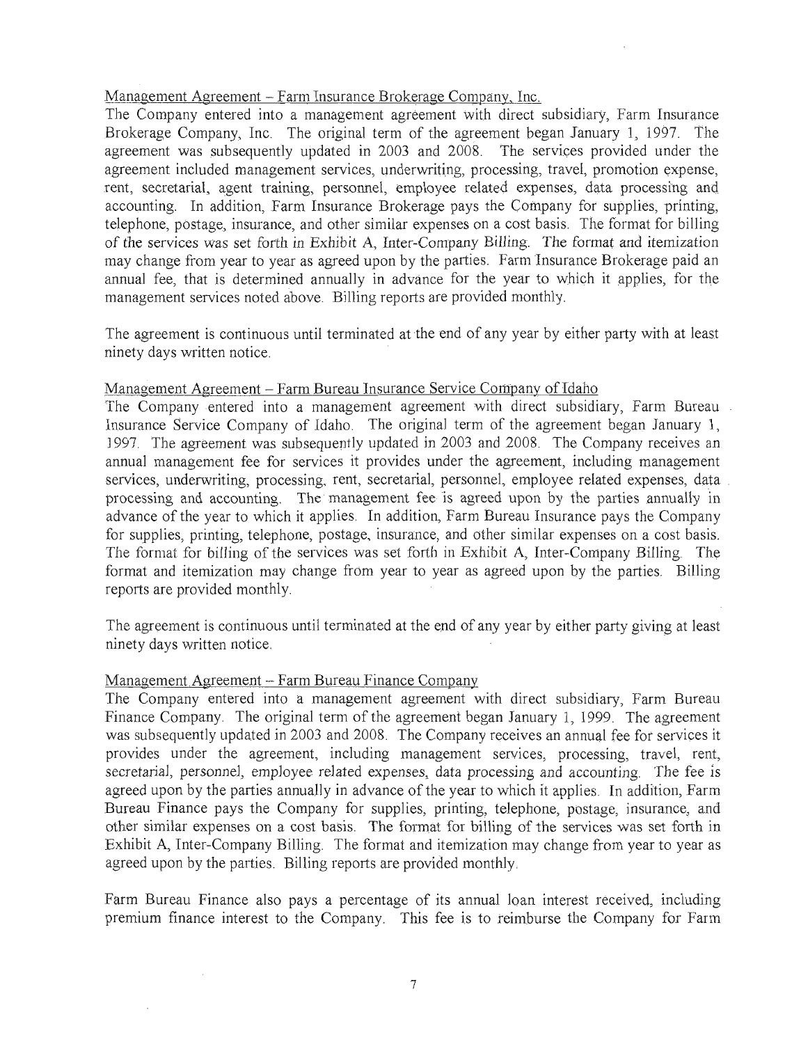Management Agreement – Farm Insurance Brokerage Company, Inc.

The Company entered into a management agreement with direct subsidiary, Farm Insurance Brokerage Company, Inc. The original term of the agreement began January 1, 1997. The agreement was subsequently updated in 2003 and 2008. The services provided under the agreement included management services, underwriting, processing, travel, promotion expense, rent, secretarial, agent training, personnel, employee related expenses, data processing and accounting. In addition, Farm Insurance Brokerage pays the Company for supplies, printing, telephone, postage, insurance, and other similar expenses on a cost basis. The format for billing of the services was set forth in Exhibit A, Inter-Company Billing. The format and itemization may change from year to year as agreed upon by the parties. Farm Insurance Brokerage paid an annual fee, that is determined annually in advance for the year to which it applies, for the management services noted above. Billing reports are provided monthly.

The agreement is continuous until terminated at the end of any year by either party with at least ninety days written notice.

Management Agreement – Farm Bureau Insurance Service Company of Idaho

The Company entered into a management agreement with direct subsidiary, Farm Bureau Insurance Service Company of Idaho. The original term of the agreement began January 1, 1997. The agreement was subsequently updated in 2003 and 2008. The Company receives an annual management fee for services it provides under the agreement, including management services, underwriting, processing, rent, secretarial, personnel, employee related expenses, data processing and accounting. The management fee is agreed upon by the parties annually in advance of the year to which it applies. In addition, Farm Bureau Insurance pays the Company for supplies, printing, telephone, postage, insurance, and other similar expenses on a cost basis. The format for billing of the services was set forth in Exhibit A, Inter-Company Billing. The format and itemization may change from year to year as agreed upon by the parties. Billing reports are provided monthly.

The agreement is continuous until terminated at the end of any year by either party giving at least ninety days written notice.

Management Agreement – Farm Bureau Finance Company

The Company entered into a management agreement with direct subsidiary, Farm Bureau Finance Company. The original term of the agreement began January 1, 1999. The agreement was subsequently updated in 2003 and 2008. The Company receives an annual fee for services it provides under the agreement, including management services, processing, travel, rent, secretarial, personnel, employee related expenses, data processing and accounting. The fee is agreed upon by the parties annually in advance of the year to which it applies. In addition, Farm Bureau Finance pays the Company for supplies, printing, telephone, postage, insurance, and other similar expenses on a cost basis. The format for billing of the services was set forth in Exhibit A, Inter-Company Billing. The format and itemization may change from year to year as agreed upon by the parties. Billing reports are provided monthly.

Farm Bureau Finance also pays a percentage of its annual loan interest received, including premium finance interest to the Company. This fee is to reimburse the Company for Farm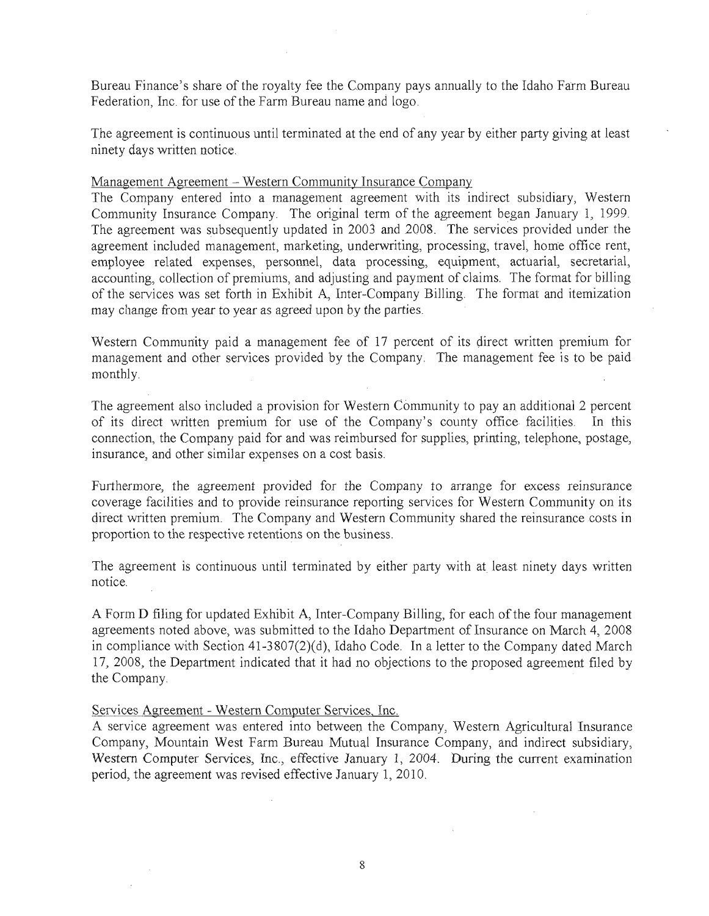Bureau Finance's share of the royalty fee the Company pays annually to the Idaho Farm Bureau Federation, Inc. for use of the Farm Bureau name and logo.

The agreement is continuous until terminated at the end of any year by either party giving at least ninety days written notice.

Management Agreement – Western Community Insurance Company

The Company entered into a management agreement with its indirect subsidiary, Western Community Insurance Company. The original term of the agreement began January 1, 1999. The agreement was subsequently updated in 2003 and 2008. The services provided under the agreement included management, marketing, underwriting, processing, travel, home office rent, employee related expenses, personnel, data processing, equipment, actuarial, secretarial, accounting, collection of premiums, and adjusting and payment of claims. The format for billing of the services was set forth in Exhibit A, Inter-Company Billing. The format and itemization may change from year to year as agreed upon by the parties.

Western Community paid a management fee of 17 percent of its direct written premium for management and other services provided by the Company. The management fee is to be paid monthly.

The agreement also included a provision for Western Community to pay an additional 2 percent of its direct written premium for use of the Company's county office facilities. In this connection, the Company paid for and was reimbursed for supplies, printing, telephone, postage, insurance, and other similar expenses on a cost basis.

Furthermore, the agreement provided for the Company to arrange for excess reinsurance coverage facilities and to provide reinsurance reporting services for Western Community on its direct written premium. The Company and Western Community shared the reinsurance costs in proportion to the respective retentions on the business.

The agreement is continuous until terminated by either party with at least ninety days written notice.

A Form D filing for updated Exhibit A, Inter-Company Billing, for each of the four management agreements noted above, was submitted to the Idaho Department of Insurance on March 4, 2008 in compliance with Section 41-3807(2)(d), Idaho Code. In a letter to the Company dated March 17, 2008, the Department indicated that it had no objections to the proposed agreement filed by the Company.

Services Agreement - Western Computer Services, Inc.

A service agreement was entered into between the Company, Western Agricultural Insurance Company, Mountain West Farm Bureau Mutual Insurance Company, and indirect subsidiary, Western Computer Services, Inc., effective January 1, 2004. During the current examination period, the agreement was revised effective January 1, 2010.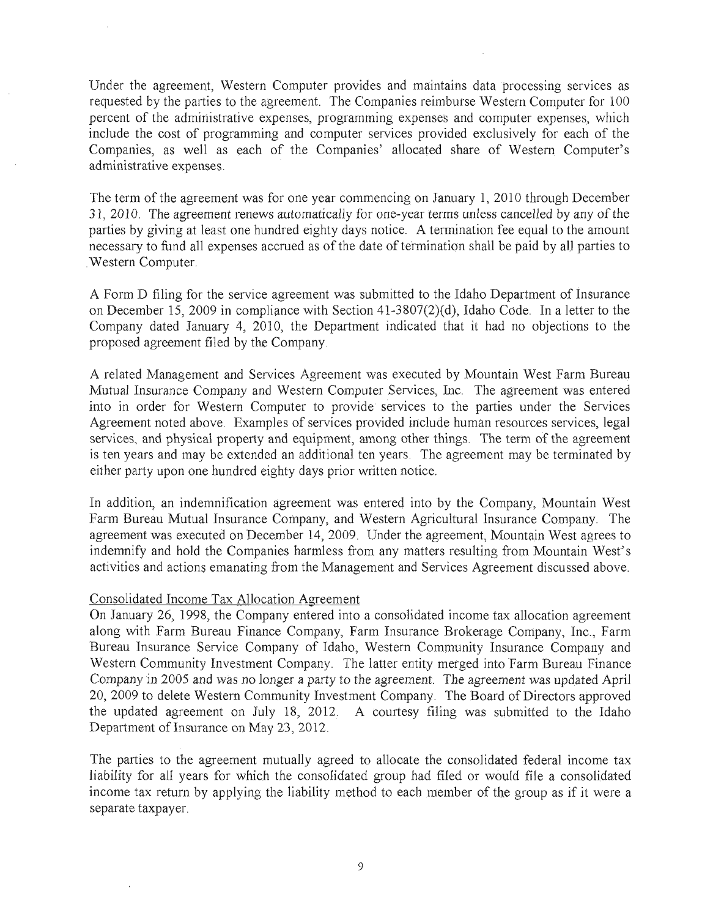Under the agreement, Western Computer provides and maintains data processing services as requested by the parties to the agreement. The Companies reimburse Western Computer for 100 percent of the administrative expenses, programming expenses and computer expenses, which include the cost of programming and computer services provided exclusively for each of the Companies, as well as each of the Companies' allocated share of Western Computer's administrative expenses.

The term of the agreement was for one year commencing on January 1, 2010 through December 31, 2010. The agreement renews automatically for one-year terms unless cancelled by any of the parties by giving at least one hundred eighty days notice. A termination fee equal to the amount necessary to fund all expenses accrued as of the date of termination shall be paid by all parties to Western Computer.

A Form D filing for the service agreement was submitted to the Idaho Department of Insurance on December 15, 2009 in compliance with Section 41-3807(2)(d), Idaho Code. In a letter to the Company dated January 4, 2010, the Department indicated that it had no objections to the proposed agreement filed by the Company.

A related Management and Services Agreement was executed by Mountain West Farm Bureau Mutual Insurance Company and Western Computer Services, Inc. The agreement was entered into in order for Western Computer to provide services to the parties under the Services Agreement noted above. Examples of services provided include human resources services, legal services, and physical property and equipment, among other things. The term of the agreement is ten years and may be extended an additional ten years. The agreement may be terminated by either party upon one hundred eighty days prior written notice.

In addition, an indemnification agreement was entered into by the Company, Mountain West Farm Bureau Mutual Insurance Company, and Western Agricultural Insurance Company. The agreement was executed on December 14, 2009. Under the agreement, Mountain West agrees to indemnify and hold the Companies harmless from any matters resulting from Mountain West's activities and actions emanating from the Management and Services Agreement discussed above.

Consolidated Income Tax Allocation Agreement

On January 26, 1998, the Company entered into a consolidated income tax allocation agreement along with Farm Bureau Finance Company, Farm Insurance Brokerage Company, Inc., Farm Bureau Insurance Service Company of Idaho, Western Community Insurance Company and Western Community Investment Company. The latter entity merged into Farm Bureau Finance Company in 2005 and was no longer a party to the agreement. The agreement was updated April 20, 2009 to delete Western Community Investment Company. The Board of Directors approved the updated agreement on July 18, 2012. A courtesy filing was submitted to the Idaho Department of Insurance on May 23, 2012.

The parties to the agreement mutually agreed to allocate the consolidated federal income tax liability for all years for which the consolidated group had filed or would file a consolidated income tax return by applying the liability method to each member of the group as if it were a separate taxpayer.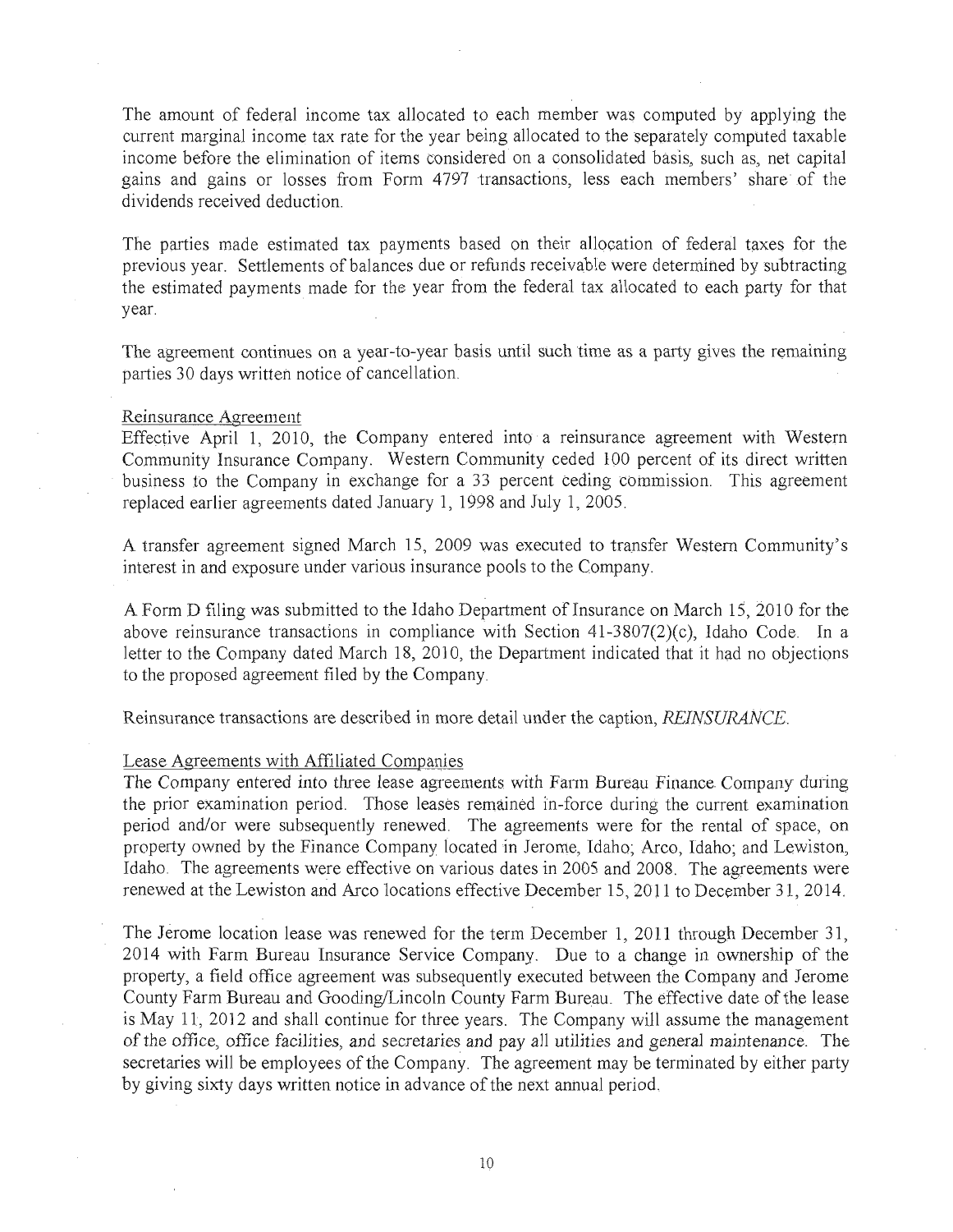The amount of federal income tax allocated to each member was computed by applying the current marginal income tax rate for the year being allocated to the separately computed taxable income before the elimination of items considered on a consolidated basis, such as, net capital gains and gains or losses from Form 4797 transactions, less each members' share of the dividends received deduction.

The parties made estimated tax payments based on their allocation of federal taxes for the previous year. Settlements of balances due or refunds receivable were determined by subtracting the estimated payments made for the year from the federal tax allocated to each party for that year.

The agreement continues on a year-to-year basis until such time as a party gives the remaining parties 30 days written notice of cancellation.

Reinsurance Agreement

Effective April 1, 2010, the Company entered into a reinsurance agreement with Western Community Insurance Company. Western Community ceded 100 percent of its direct written business to the Company in exchange for a 33 percent ceding commission. This agreement replaced earlier agreements dated January 1, 1998 and July 1, 2005.

A transfer agreement signed March 15, 2009 was executed to transfer Western Community's interest in and exposure under various insurance pools to the Company.

A Form D filing was submitted to the Idaho Department of Insurance on March 15, 2010 for the above reinsurance transactions in compliance with Section 41-3807(2)(c), Idaho Code. In a letter to the Company dated March 18, 2010, the Department indicated that it had no objections to the proposed agreement filed by the Company.

Reinsurance transactions are described in more detail under the caption, *REINSURANCE*.

Lease Agreements with Affiliated Companies

The Company entered into three lease agreements with Farm Bureau Finance Company during the prior examination period. Those leases remained in-force during the current examination period and/or were subsequently renewed. The agreements were for the rental of space, on property owned by the Finance Company located in Jerome, Idaho; Arco, Idaho; and Lewiston, Idaho. The agreements were effective on various dates in 2005 and 2008. The agreements were renewed at the Lewiston and Arco locations effective December 15, 2011 to December 31, 2014.

The Jerome location lease was renewed for the term December 1, 2011 through December 31, 2014 with Farm Bureau Insurance Service Company. Due to a change in ownership of the property, a field office agreement was subsequently executed between the Company and Jerome County Farm Bureau and Gooding/Lincoln County Farm Bureau. The effective date of the lease is May 11, 2012 and shall continue for three years. The Company will assume the management of the office, office facilities, and secretaries and pay all utilities and general maintenance. The secretaries will be employees of the Company. The agreement may be terminated by either party by giving sixty days written notice in advance of the next annual period.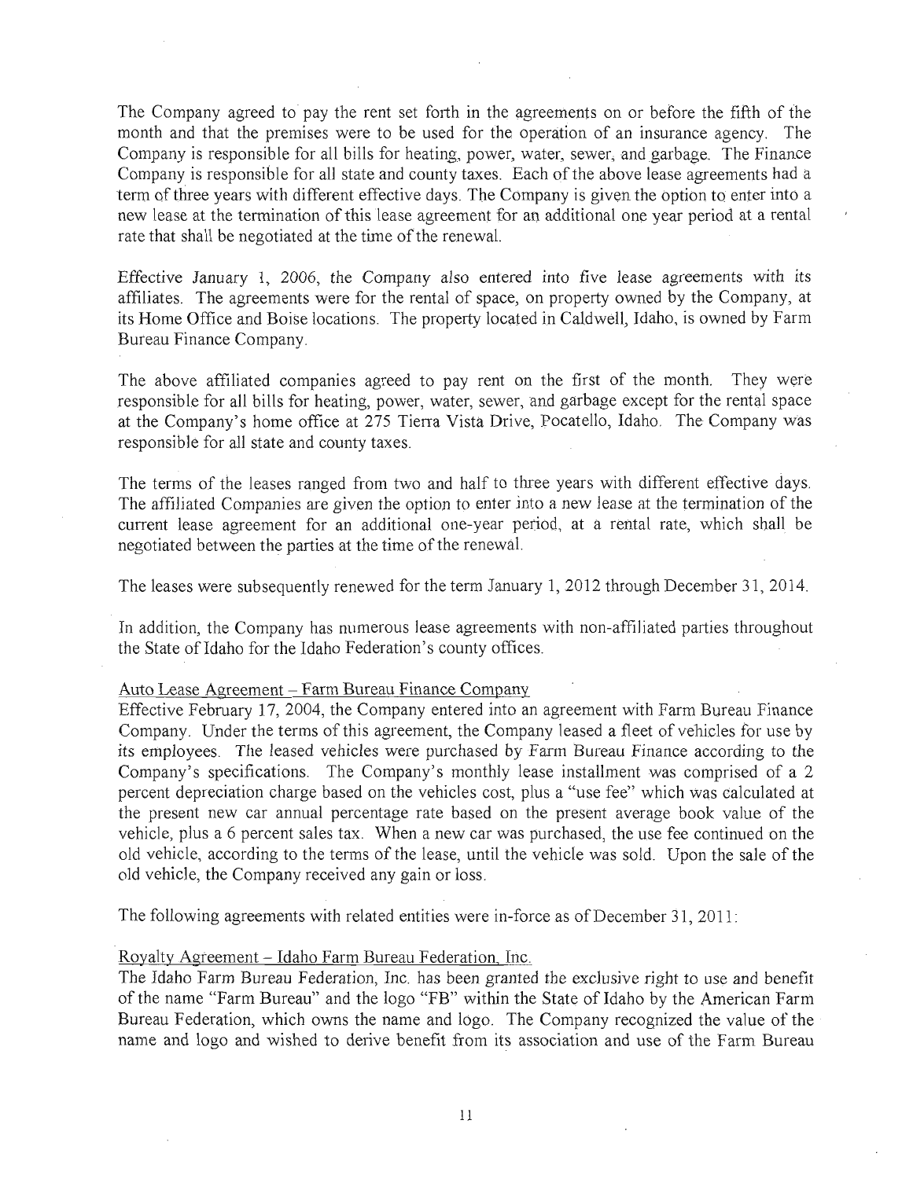The Company agreed to pay the rent set forth in the agreements on or before the fifth of the month and that the premises were to be used for the operation of an insurance agency. The Company is responsible for all bills for heating, power, water, sewer, and garbage. The Finance Company is responsible for all state and county taxes. Each of the above lease agreements had a term of three years with different effective days. The Company is given the option to enter into a new lease at the termination of this lease agreement for an additional one year period at a rental rate that shall be negotiated at the time of the renewal.

Effective January 1, 2006, the Company also entered into five lease agreements with its affiliates. The agreements were for the rental of space, on property owned by the Company, at its Home Office and Boise locations. The property located in Caldwell, Idaho, is owned by Farm Bureau Finance Company.

The above affiliated companies agreed to pay rent on the first of the month. They were responsible for all bills for heating, power, water, sewer, and garbage except for the rental space at the Company's home office at 275 Tierra Vista Drive, Pocatello, Idaho. The Company was responsible for all state and county taxes.

The terms of the leases ranged from two and half to three years with different effective days. The affiliated Companies are given the option to enter into a new lease at the termination of the current lease agreement for an additional one-year period, at a rental rate, which shall be negotiated between the parties at the time of the renewal.

The leases were subsequently renewed for the term January 1, 2012 through December 31, 2014.

In addition, the Company has numerous lease agreements with non-affiliated parties throughout the State of Idaho for the Idaho Federation's county offices.

Auto Lease Agreement – Farm Bureau Finance Company

Effective February 17, 2004, the Company entered into an agreement with Farm Bureau Finance Company. Under the terms of this agreement, the Company leased a fleet of vehicles for use by its employees. The leased vehicles were purchased by Farm Bureau Finance according to the Company's specifications. The Company's monthly lease installment was comprised of a 2 percent depreciation charge based on the vehicles cost, plus a "use fee" which was calculated at the present new car annual percentage rate based on the present average book value of the vehicle, plus a 6 percent sales tax. When a new car was purchased, the use fee continued on the old vehicle, according to the terms of the lease, until the vehicle was sold. Upon the sale of the old vehicle, the Company received any gain or loss.

The following agreements with related entities were in-force as of December 31, 2011:

Royalty Agreement – Idaho Farm Bureau Federation, Inc.

The Idaho Farm Bureau Federation, Inc. has been granted the exclusive right to use and benefit of the name "Farm Bureau" and the logo "FB" within the State of Idaho by the American Farm Bureau Federation, which owns the name and logo. The Company recognized the value of the name and logo and wished to derive benefit from its association and use of the Farm Bureau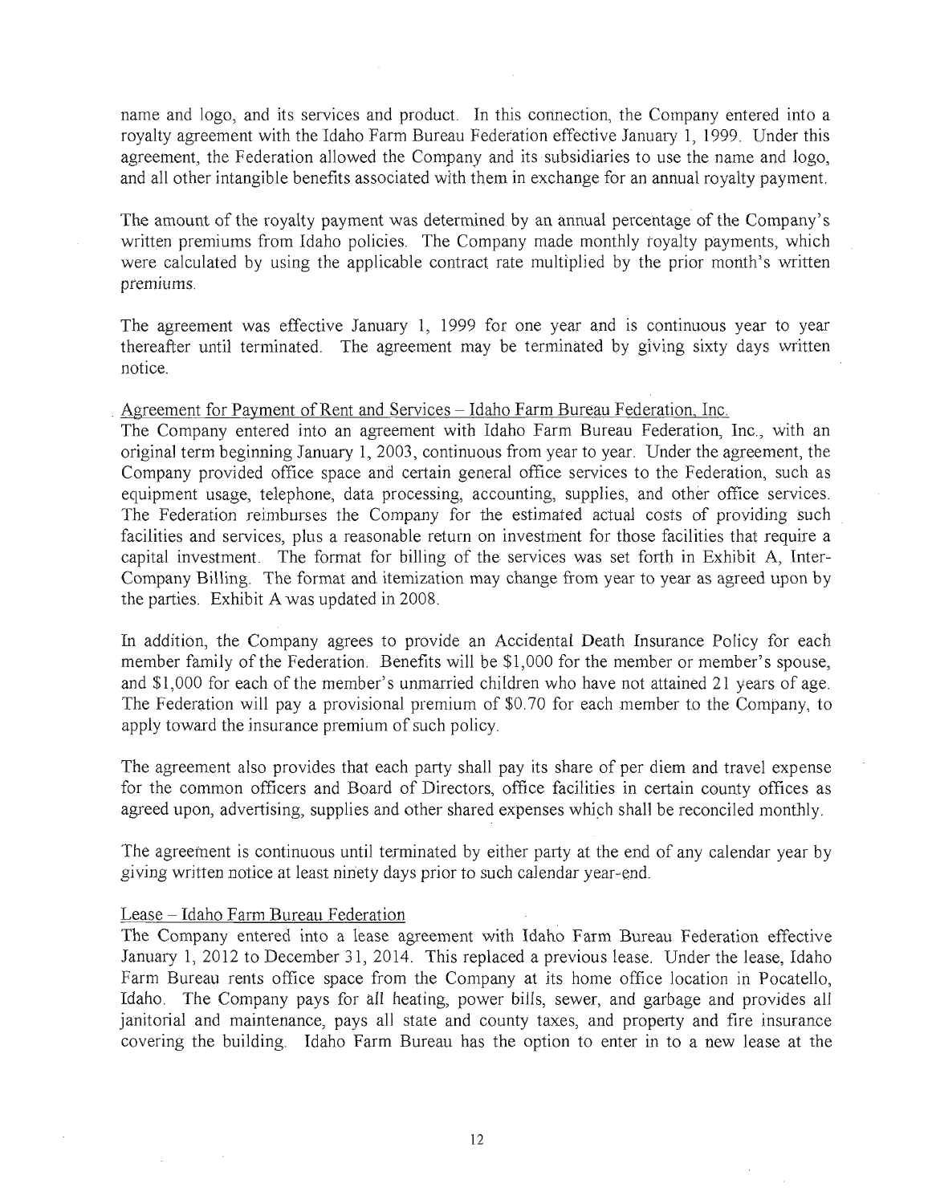name and logo, and its services and product. In this connection, the Company entered into a royalty agreement with the Idaho Farm Bureau Federation effective January 1, 1999. Under this agreement, the Federation allowed the Company and its subsidiaries to use the name and logo, and all other intangible benefits associated with them in exchange for an annual royalty payment.

The amount of the royalty payment was determined by an annual percentage of the Company's written premiums from Idaho policies. The Company made monthly royalty payments, which were calculated by using the applicable contract rate multiplied by the prior month's written premiums.

The agreement was effective January 1, 1999 for one year and is continuous year to year thereafter until terminated. The agreement may be terminated by giving sixty days written notice.

Agreement for Payment of Rent and Services – Idaho Farm Bureau Federation, Inc.

The Company entered into an agreement with Idaho Farm Bureau Federation, Inc., with an original term beginning January 1, 2003, continuous from year to year. Under the agreement, the Company provided office space and certain general office services to the Federation, such as equipment usage, telephone, data processing, accounting, supplies, and other office services. The Federation reimburses the Company for the estimated actual costs of providing such facilities and services, plus a reasonable return on investment for those facilities that require a capital investment. The format for billing of the services was set forth in Exhibit A, Inter-Company Billing. The format and itemization may change from year to year as agreed upon by the parties. Exhibit A was updated in 2008.

In addition, the Company agrees to provide an Accidental Death Insurance Policy for each member family of the Federation. Benefits will be $1,000 for the member or member's spouse, and $1,000 for each of the member's unmarried children who have not attained 21 years of age. The Federation will pay a provisional premium of $0.70 for each member to the Company, to apply toward the insurance premium of such policy.

The agreement also provides that each party shall pay its share of per diem and travel expense for the common officers and Board of Directors, office facilities in certain county offices as agreed upon, advertising, supplies and other shared expenses which shall be reconciled monthly.

The agreement is continuous until terminated by either party at the end of any calendar year by giving written notice at least ninety days prior to such calendar year-end.

Lease – Idaho Farm Bureau Federation

The Company entered into a lease agreement with Idaho Farm Bureau Federation effective January 1, 2012 to December 31, 2014. This replaced a previous lease. Under the lease, Idaho Farm Bureau rents office space from the Company at its home office location in Pocatello, Idaho. The Company pays for all heating, power bills, sewer, and garbage and provides all janitorial and maintenance, pays all state and county taxes, and property and fire insurance covering the building. Idaho Farm Bureau has the option to enter in to a new lease at the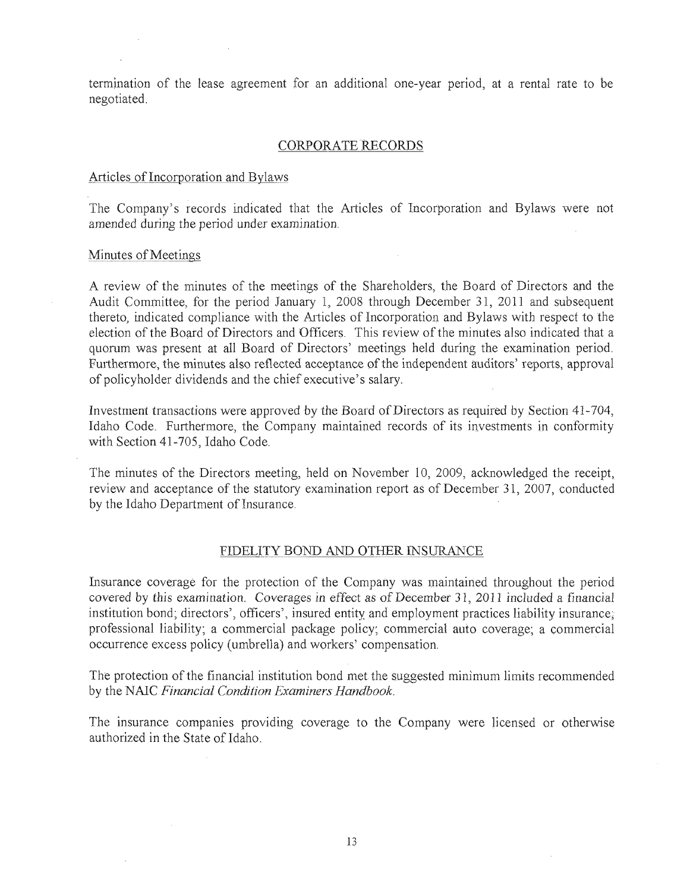termination of the lease agreement for an additional one-year period, at a rental rate to be negotiated.

## CORPORATE RECORDS

### Articles of Incorporation and Bylaws

The Company's records indicated that the Articles of Incorporation and Bylaws were not amended during the period under examination.

### Minutes of Meetings

A review of the minutes of the meetings of the Shareholders, the Board of Directors and the Audit Committee, for the period January 1, 2008 through December 31, 2011 and subsequent thereto, indicated compliance with the Articles of Incorporation and Bylaws with respect to the election of the Board of Directors and Officers. This review of the minutes also indicated that a quorum was present at all Board of Directors' meetings held during the examination period. Furthermore, the minutes also reflected acceptance of the independent auditors' reports, approval of policyholder dividends and the chief executive's salary.

Investment transactions were approved by the Board of Directors as required by Section 41-704, Idaho Code. Furthermore, the Company maintained records of its investments in conformity with Section 41-705, Idaho Code.

The minutes of the Directors meeting, held on November 10, 2009, acknowledged the receipt, review and acceptance of the statutory examination report as of December 31, 2007, conducted by the Idaho Department of Insurance.

## FIDELITY BOND AND OTHER INSURANCE

Insurance coverage for the protection of the Company was maintained throughout the period covered by this examination. Coverages in effect as of December 31, 2011 included a financial institution bond; directors', officers', insured entity and employment practices liability insurance; professional liability; a commercial package policy; commercial auto coverage; a commercial occurrence excess policy (umbrella) and workers' compensation.

The protection of the financial institution bond met the suggested minimum limits recommended by the NAIC *Financial Condition Examiners Handbook*.

The insurance companies providing coverage to the Company were licensed or otherwise authorized in the State of Idaho.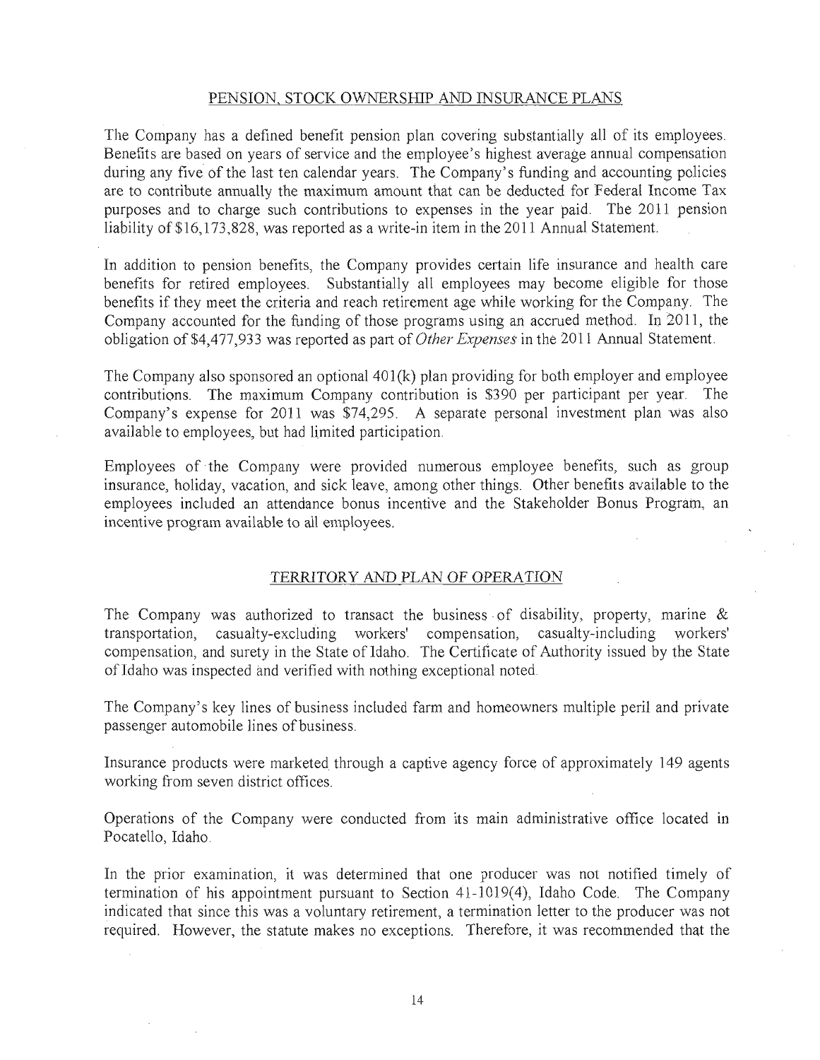## PENSION, STOCK OWNERSHIP AND INSURANCE PLANS

The Company has a defined benefit pension plan covering substantially all of its employees. Benefits are based on years of service and the employee's highest average annual compensation during any five of the last ten calendar years. The Company's funding and accounting policies are to contribute annually the maximum amount that can be deducted for Federal Income Tax purposes and to charge such contributions to expenses in the year paid. The 2011 pension liability of $16,173,828, was reported as a write-in item in the 2011 Annual Statement.

In addition to pension benefits, the Company provides certain life insurance and health care benefits for retired employees. Substantially all employees may become eligible for those benefits if they meet the criteria and reach retirement age while working for the Company. The Company accounted for the funding of those programs using an accrued method. In 2011, the obligation of $4,477,933 was reported as part of *Other Expenses* in the 2011 Annual Statement.

The Company also sponsored an optional 401(k) plan providing for both employer and employee contributions. The maximum Company contribution is $390 per participant per year. The Company's expense for 2011 was $74,295. A separate personal investment plan was also available to employees, but had limited participation.

Employees of the Company were provided numerous employee benefits, such as group insurance, holiday, vacation, and sick leave, among other things. Other benefits available to the employees included an attendance bonus incentive and the Stakeholder Bonus Program, an incentive program available to all employees.

## TERRITORY AND PLAN OF OPERATION

The Company was authorized to transact the business of disability, property, marine & transportation, casualty-excluding workers' compensation, casualty-including workers' compensation, and surety in the State of Idaho. The Certificate of Authority issued by the State of Idaho was inspected and verified with nothing exceptional noted.

The Company's key lines of business included farm and homeowners multiple peril and private passenger automobile lines of business.

Insurance products were marketed through a captive agency force of approximately 149 agents working from seven district offices.

Operations of the Company were conducted from its main administrative office located in Pocatello, Idaho.

In the prior examination, it was determined that one producer was not notified timely of termination of his appointment pursuant to Section 41-1019(4), Idaho Code. The Company indicated that since this was a voluntary retirement, a termination letter to the producer was not required. However, the statute makes no exceptions. Therefore, it was recommended that the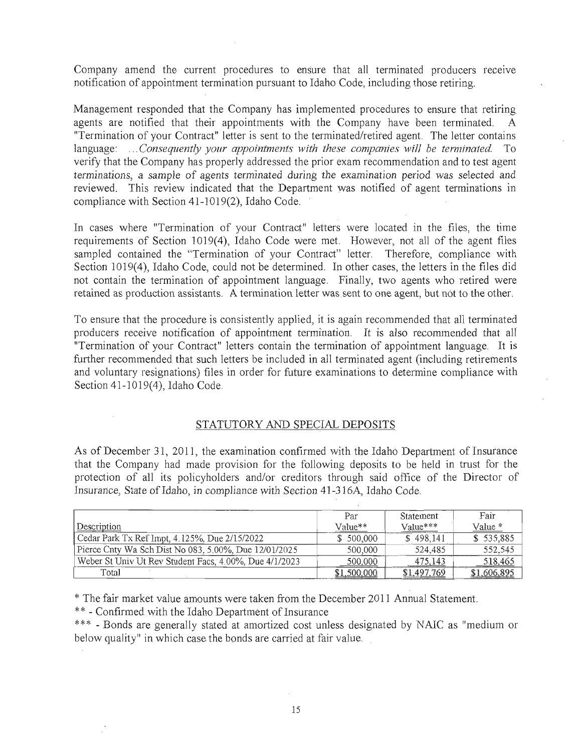Company amend the current procedures to ensure that all terminated producers receive notification of appointment termination pursuant to Idaho Code, including those retiring.

Management responded that the Company has implemented procedures to ensure that retiring agents are notified that their appointments with the Company have been terminated. A "Termination of your Contract" letter is sent to the terminated/retired agent. The letter contains language: *...Consequently your appointments with these companies will be terminated.* To verify that the Company has properly addressed the prior exam recommendation and to test agent terminations, a sample of agents terminated during the examination period was selected and reviewed. This review indicated that the Department was notified of agent terminations in compliance with Section 41-1019(2), Idaho Code.

In cases where "Termination of your Contract" letters were located in the files, the time requirements of Section 1019(4), Idaho Code were met. However, not all of the agent files sampled contained the "Termination of your Contract" letter. Therefore, compliance with Section 1019(4), Idaho Code, could not be determined. In other cases, the letters in the files did not contain the termination of appointment language. Finally, two agents who retired were retained as production assistants. A termination letter was sent to one agent, but not to the other.

To ensure that the procedure is consistently applied, it is again recommended that all terminated producers receive notification of appointment termination. It is also recommended that all "Termination of your Contract" letters contain the termination of appointment language. It is further recommended that such letters be included in all terminated agent (including retirements and voluntary resignations) files in order for future examinations to determine compliance with Section 41-1019(4), Idaho Code.

## STATUTORY AND SPECIAL DEPOSITS

As of December 31, 2011, the examination confirmed with the Idaho Department of Insurance that the Company had made provision for the following deposits to be held in trust for the protection of all its policyholders and/or creditors through said office of the Director of Insurance, State of Idaho, in compliance with Section 41-316A, Idaho Code.

| Description | Par Value** | Statement Value*** | Fair Value * |
|---|---|---|---|
| Cedar Park Tx Ref Impt, 4.125%, Due 2/15/2022 | $ 500,000 | $ 498,141 | $ 535,885 |
| Pierce Cnty Wa Sch Dist No 083, 5.00%, Due 12/01/2025 | 500,000 | 524,485 | 552,545 |
| Weber St Univ Ut Rev Student Facs, 4.00%, Due 4/1/2023 | 500,000 | 475,143 | 518,465 |
| Total | $1,500,000 | $1,497,769 | $1,606,895 |

* The fair market value amounts were taken from the December 2011 Annual Statement.

** - Confirmed with the Idaho Department of Insurance

*** - Bonds are generally stated at amortized cost unless designated by NAIC as "medium or below quality" in which case the bonds are carried at fair value.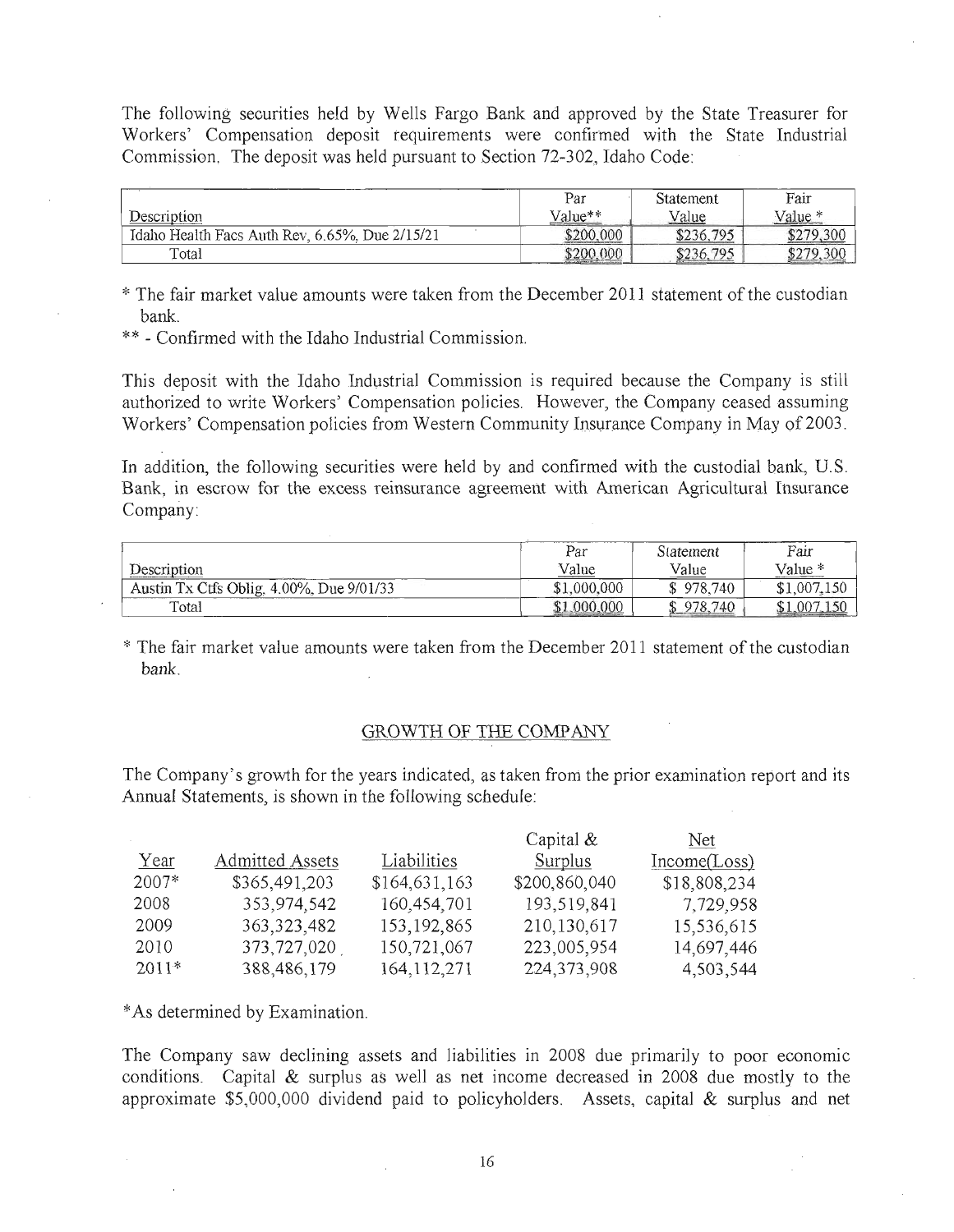The following securities held by Wells Fargo Bank and approved by the State Treasurer for Workers' Compensation deposit requirements were confirmed with the State Industrial Commission. The deposit was held pursuant to Section 72-302, Idaho Code:

| Description | Par Value** | Statement Value | Fair Value * |
|---|---|---|---|
| Idaho Health Facs Auth Rev, 6.65%, Due 2/15/21 | $200,000 | $236,795 | $279,300 |
| Total | $200,000 | $236,795 | $279,300 |

* The fair market value amounts were taken from the December 2011 statement of the custodian bank.

** - Confirmed with the Idaho Industrial Commission.

This deposit with the Idaho Industrial Commission is required because the Company is still authorized to write Workers' Compensation policies. However, the Company ceased assuming Workers' Compensation policies from Western Community Insurance Company in May of 2003.

In addition, the following securities were held by and confirmed with the custodial bank, U.S. Bank, in escrow for the excess reinsurance agreement with American Agricultural Insurance Company:

| Description | Par Value | Statement Value | Fair Value * |
|---|---|---|---|
| Austin Tx Ctfs Oblig, 4.00%, Due 9/01/33 | $1,000,000 | $ 978,740 | $1,007,150 |
| Total | $1,000,000 | $ 978,740 | $1,007,150 |

* The fair market value amounts were taken from the December 2011 statement of the custodian bank.

## GROWTH OF THE COMPANY

The Company's growth for the years indicated, as taken from the prior examination report and its Annual Statements, is shown in the following schedule:

| Year | Admitted Assets | Liabilities | Capital & Surplus | Net Income(Loss) |
|---|---|---|---|---|
| 2007* | $365,491,203 | $164,631,163 | $200,860,040 | $18,808,234 |
| 2008 | 353,974,542 | 160,454,701 | 193,519,841 | 7,729,958 |
| 2009 | 363,323,482 | 153,192,865 | 210,130,617 | 15,536,615 |
| 2010 | 373,727,020 | 150,721,067 | 223,005,954 | 14,697,446 |
| 2011* | 388,486,179 | 164,112,271 | 224,373,908 | 4,503,544 |

*As determined by Examination.

The Company saw declining assets and liabilities in 2008 due primarily to poor economic conditions. Capital & surplus as well as net income decreased in 2008 due mostly to the approximate $5,000,000 dividend paid to policyholders. Assets, capital & surplus and net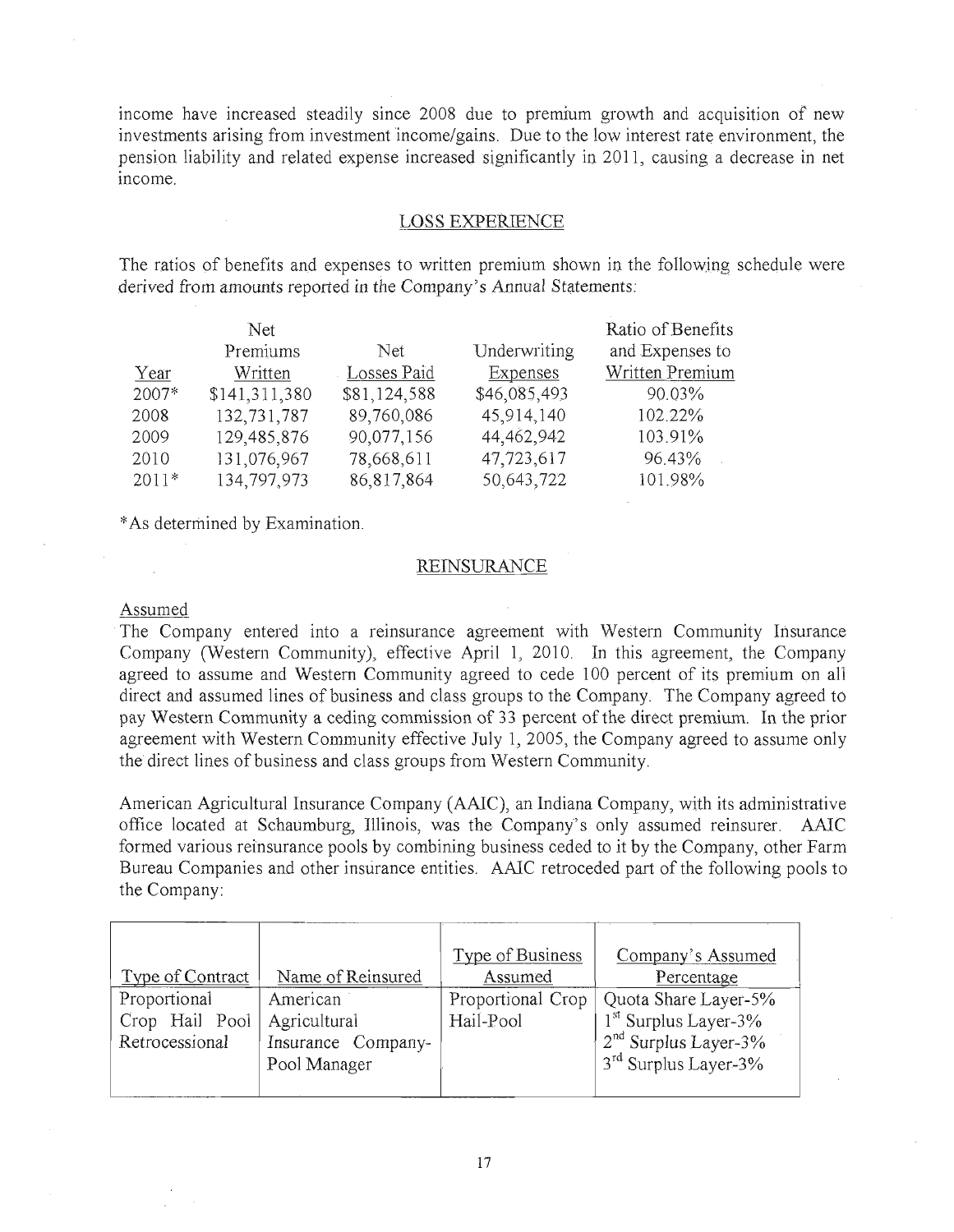income have increased steadily since 2008 due to premium growth and acquisition of new investments arising from investment income/gains. Due to the low interest rate environment, the pension liability and related expense increased significantly in 2011, causing a decrease in net income.

## LOSS EXPERIENCE

The ratios of benefits and expenses to written premium shown in the following schedule were derived from amounts reported in the Company's Annual Statements:

| Year | Net Premiums Written | Net Losses Paid | Underwriting Expenses | Ratio of Benefits and Expenses to Written Premium |
|---|---|---|---|---|
| 2007* | $141,311,380 | $81,124,588 | $46,085,493 | 90.03% |
| 2008 | 132,731,787 | 89,760,086 | 45,914,140 | 102.22% |
| 2009 | 129,485,876 | 90,077,156 | 44,462,942 | 103.91% |
| 2010 | 131,076,967 | 78,668,611 | 47,723,617 | 96.43% |
| 2011* | 134,797,973 | 86,817,864 | 50,643,722 | 101.98% |

*As determined by Examination.

## REINSURANCE

### Assumed

The Company entered into a reinsurance agreement with Western Community Insurance Company (Western Community), effective April 1, 2010. In this agreement, the Company agreed to assume and Western Community agreed to cede 100 percent of its premium on all direct and assumed lines of business and class groups to the Company. The Company agreed to pay Western Community a ceding commission of 33 percent of the direct premium. In the prior agreement with Western Community effective July 1, 2005, the Company agreed to assume only the direct lines of business and class groups from Western Community.

American Agricultural Insurance Company (AAIC), an Indiana Company, with its administrative office located at Schaumburg, Illinois, was the Company's only assumed reinsurer. AAIC formed various reinsurance pools by combining business ceded to it by the Company, other Farm Bureau Companies and other insurance entities. AAIC retroceded part of the following pools to the Company:

| Type of Contract | Name of Reinsured | Type of Business Assumed | Company's Assumed Percentage |
|---|---|---|---|
| Proportional Crop Hail Pool Retrocessional | American Agricultural Insurance Company-Pool Manager | Proportional Crop Hail-Pool | Quota Share Layer-5%<br>1st Surplus Layer-3%<br>2nd Surplus Layer-3%<br>3rd Surplus Layer-3% |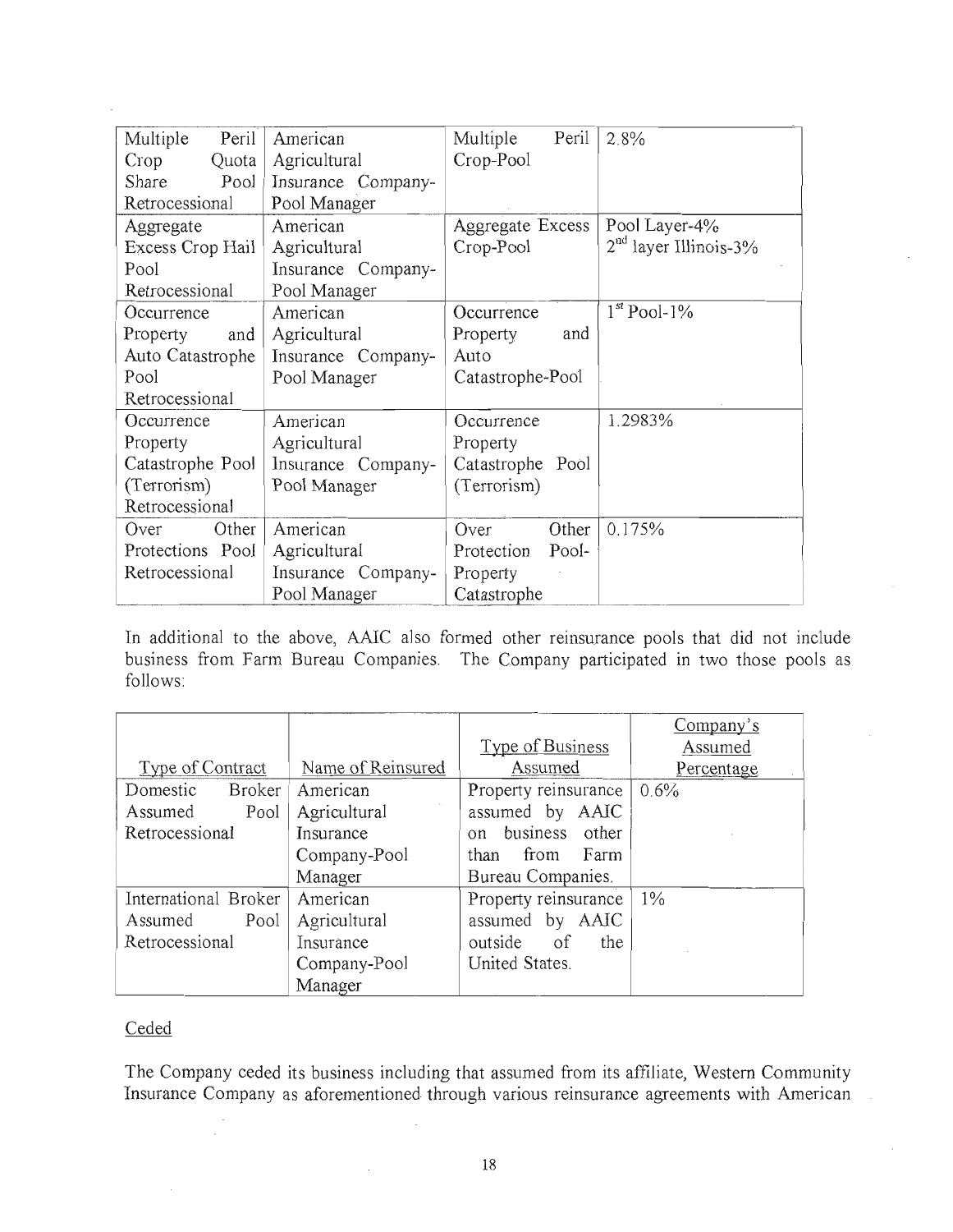| Multiple Peril Crop Quota Share Pool Retrocessional | American Agricultural Insurance Company-Pool Manager | Multiple Peril Crop-Pool | 2.8% |
|---|---|---|---|
| Aggregate Excess Crop Hail Pool Retrocessional | American Agricultural Insurance Company-Pool Manager | Aggregate Excess Crop-Pool | Pool Layer-4% 2nd layer Illinois-3% |
| Occurrence Property and Auto Catastrophe Pool Retrocessional | American Agricultural Insurance Company-Pool Manager | Occurrence Property and Auto Catastrophe-Pool | 1st Pool-1% |
| Occurrence Property Catastrophe Pool (Terrorism) Retrocessional | American Agricultural Insurance Company-Pool Manager | Occurrence Property Catastrophe Pool (Terrorism) | 1.2983% |
| Over Other Protections Pool Retrocessional | American Agricultural Insurance Company-Pool Manager | Over Other Protection Pool-Property Catastrophe | 0.175% |

In additional to the above, AAIC also formed other reinsurance pools that did not include business from Farm Bureau Companies. The Company participated in two those pools as follows:

| Type of Contract | Name of Reinsured | Type of Business Assumed | Company's Assumed Percentage |
|---|---|---|---|
| Domestic Broker Assumed Pool Retrocessional | American Agricultural Insurance Company-Pool Manager | Property reinsurance assumed by AAIC on business other than from Farm Bureau Companies. | 0.6% |
| International Broker Assumed Pool Retrocessional | American Agricultural Insurance Company-Pool Manager | Property reinsurance assumed by AAIC outside of the United States. | 1% |

## Ceded

The Company ceded its business including that assumed from its affiliate, Western Community Insurance Company as aforementioned through various reinsurance agreements with American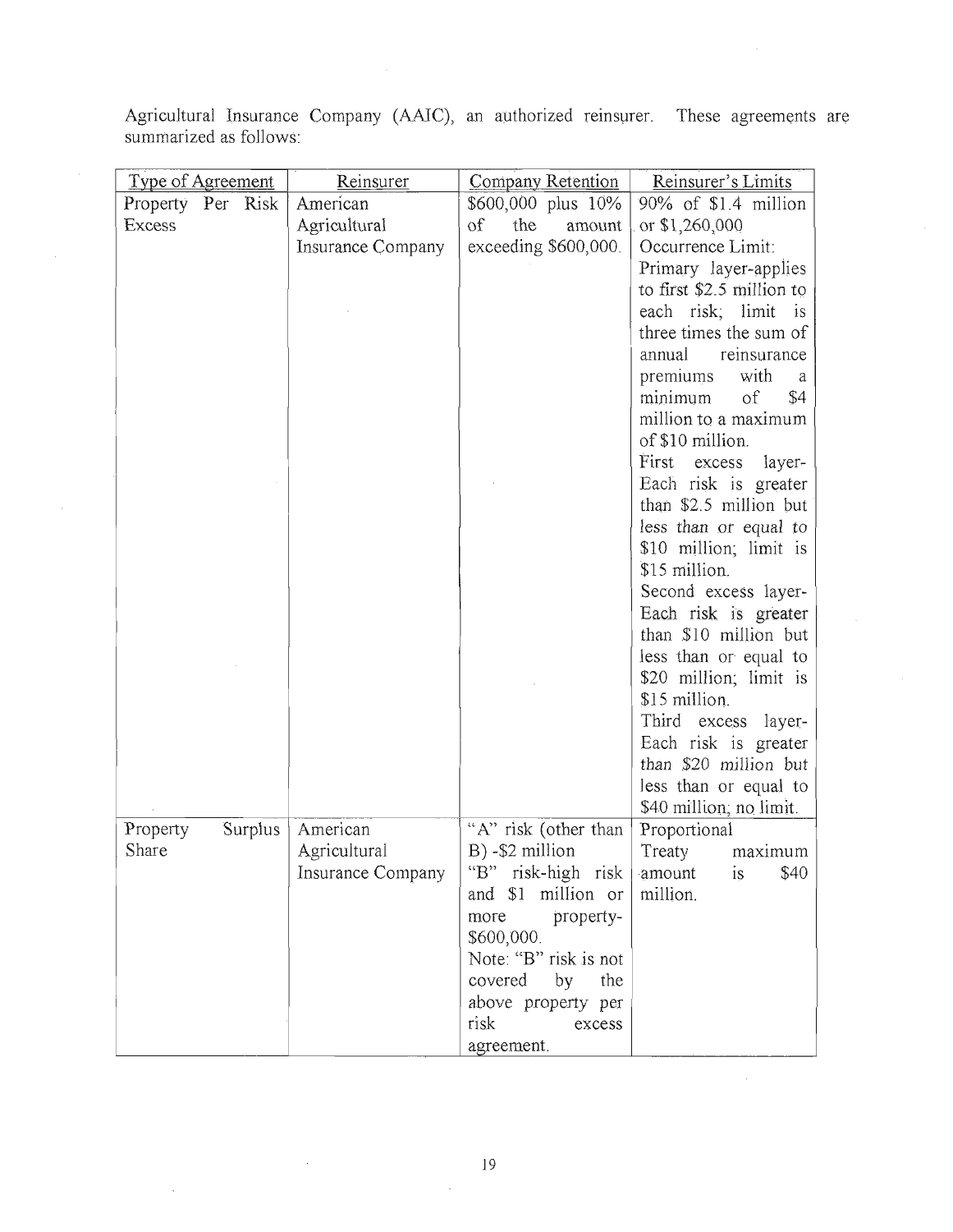Agricultural Insurance Company (AAIC), an authorized reinsurer. These agreements are summarized as follows:

| Type of Agreement | Reinsurer | Company Retention | Reinsurer's Limits |
|---|---|---|---|
| Property Per Risk Excess | American Agricultural Insurance Company | \$600,000 plus 10% of the amount exceeding \$600,000. | 90% of \$1.4 million or \$1,260,000<br>Occurrence Limit:<br>Primary layer-applies to first \$2.5 million to each risk; limit is three times the sum of annual reinsurance premiums with a minimum of \$4 million to a maximum of \$10 million.<br>First excess layer-Each risk is greater than \$2.5 million but less than or equal to \$10 million; limit is \$15 million.<br>Second excess layer-Each risk is greater than \$10 million but less than or equal to \$20 million; limit is \$15 million.<br>Third excess layer-Each risk is greater than \$20 million but less than or equal to \$40 million; no limit. |
| Property Surplus Share | American Agricultural Insurance Company | "A" risk (other than B) -\$2 million<br>"B" risk-high risk and \$1 million or more property-\$600,000.<br>Note: "B" risk is not covered by the above property per risk excess agreement. | Proportional<br>Treaty maximum amount is \$40 million. |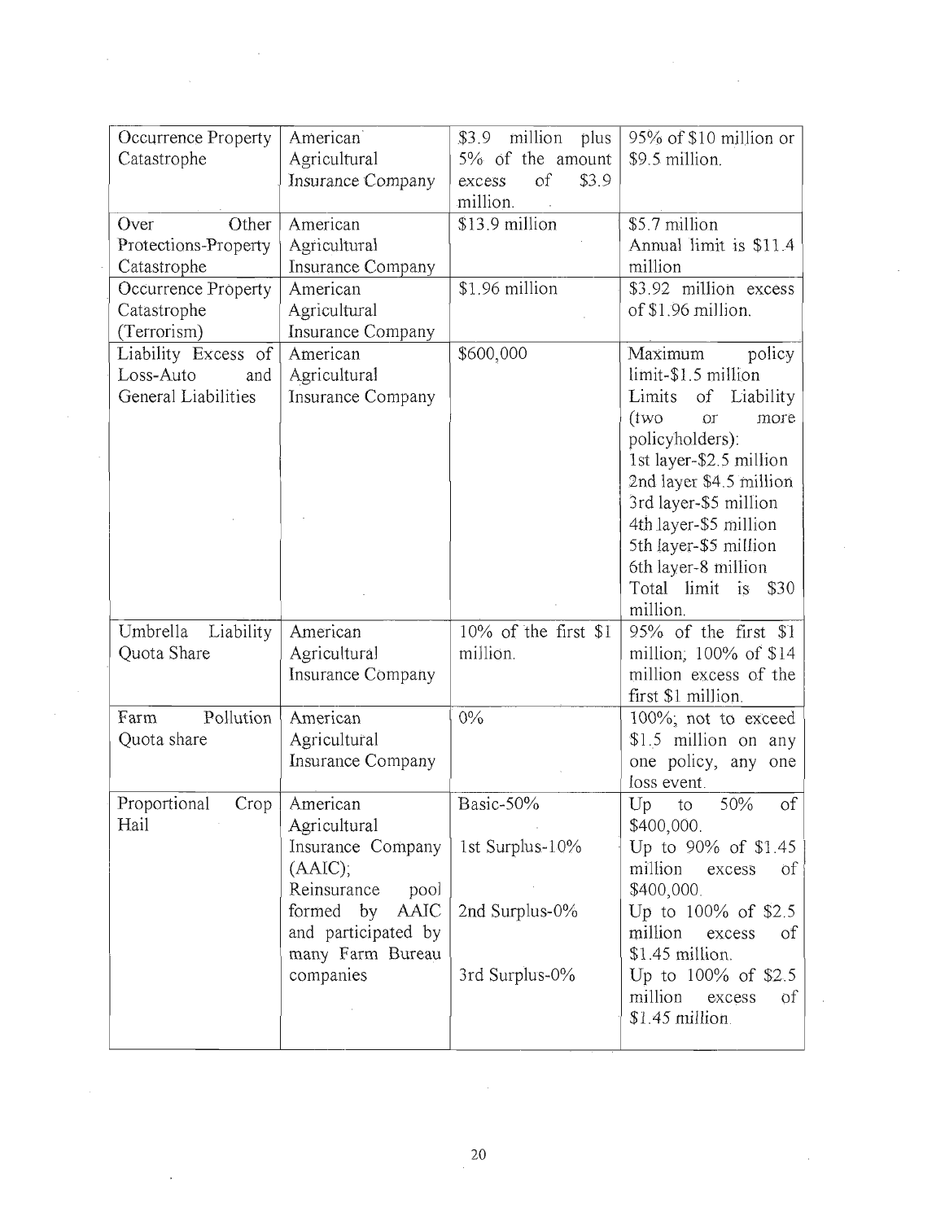| | | | |
|---|---|---|---|
| Occurrence Property Catastrophe | American Agricultural Insurance Company | \$3.9 million plus 5% of the amount excess of \$3.9 million. | 95% of \$10 million or \$9.5 million. |
| Over Other Protections-Property Catastrophe | American Agricultural Insurance Company | \$13.9 million | \$5.7 million Annual limit is \$11.4 million |
| Occurrence Property Catastrophe (Terrorism) | American Agricultural Insurance Company | \$1.96 million | \$3.92 million excess of \$1.96 million. |
| Liability Excess of Loss-Auto and General Liabilities | American Agricultural Insurance Company | \$600,000 | Maximum policy limit-\$1.5 million<br>Limits of Liability (two or more policyholders):<br>1st layer-\$2.5 million<br>2nd layer \$4.5 million<br>3rd layer-\$5 million<br>4th layer-\$5 million<br>5th layer-\$5 million<br>6th layer-8 million<br>Total limit is \$30 million. |
| Umbrella Liability Quota Share | American Agricultural Insurance Company | 10% of the first \$1 million. | 95% of the first \$1 million; 100% of \$14 million excess of the first \$1 million. |
| Farm Pollution Quota share | American Agricultural Insurance Company | 0% | 100%; not to exceed \$1.5 million on any one policy, any one loss event. |
| Proportional Crop Hail | American Agricultural Insurance Company (AAIC); Reinsurance pool formed by AAIC and participated by many Farm Bureau companies | Basic-50%<br><br>1st Surplus-10%<br><br>2nd Surplus-0%<br><br>3rd Surplus-0% | Up to 50% of \$400,000.<br>Up to 90% of \$1.45 million excess of \$400,000.<br>Up to 100% of \$2.5 million excess of \$1.45 million.<br>Up to 100% of \$2.5 million excess of \$1.45 million. |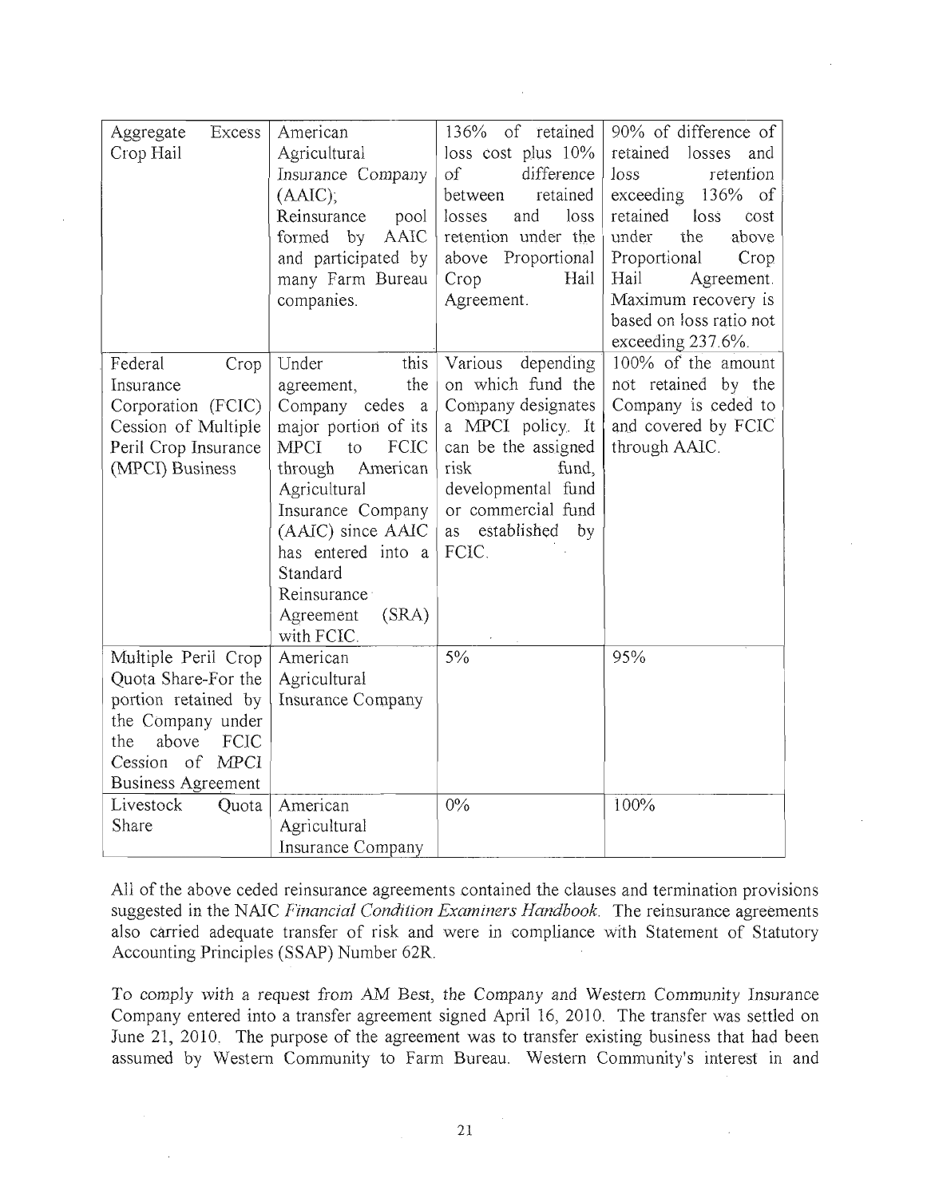| | | | |
|---|---|---|---|
| Aggregate Excess Crop Hail | American Agricultural Insurance Company (AAIC); Reinsurance pool formed by AAIC and participated by many Farm Bureau companies. | 136% of retained loss cost plus 10% of difference between retained losses and loss retention under the above Proportional Crop Hail Agreement. | 90% of difference of retained losses and loss retention exceeding 136% of retained loss cost under the above Proportional Crop Hail Agreement. Maximum recovery is based on loss ratio not exceeding 237.6%. |
| Federal Crop Insurance Corporation (FCIC) Cession of Multiple Peril Crop Insurance (MPCI) Business | Under this agreement, the Company cedes a major portion of its MPCI to FCIC through American Agricultural Insurance Company (AAIC) since AAIC has entered into a Standard Reinsurance Agreement (SRA) with FCIC. | Various depending on which fund the Company designates a MPCI policy. It can be the assigned risk fund, developmental fund or commercial fund as established by FCIC. | 100% of the amount not retained by the Company is ceded to and covered by FCIC through AAIC. |
| Multiple Peril Crop Quota Share-For the portion retained by the Company under the above FCIC Cession of MPCI Business Agreement | American Agricultural Insurance Company | 5% | 95% |
| Livestock Quota Share | American Agricultural Insurance Company | 0% | 100% |

All of the above ceded reinsurance agreements contained the clauses and termination provisions suggested in the NAIC *Financial Condition Examiners Handbook*. The reinsurance agreements also carried adequate transfer of risk and were in compliance with Statement of Statutory Accounting Principles (SSAP) Number 62R.

To comply with a request from AM Best, the Company and Western Community Insurance Company entered into a transfer agreement signed April 16, 2010. The transfer was settled on June 21, 2010. The purpose of the agreement was to transfer existing business that had been assumed by Western Community to Farm Bureau. Western Community's interest in and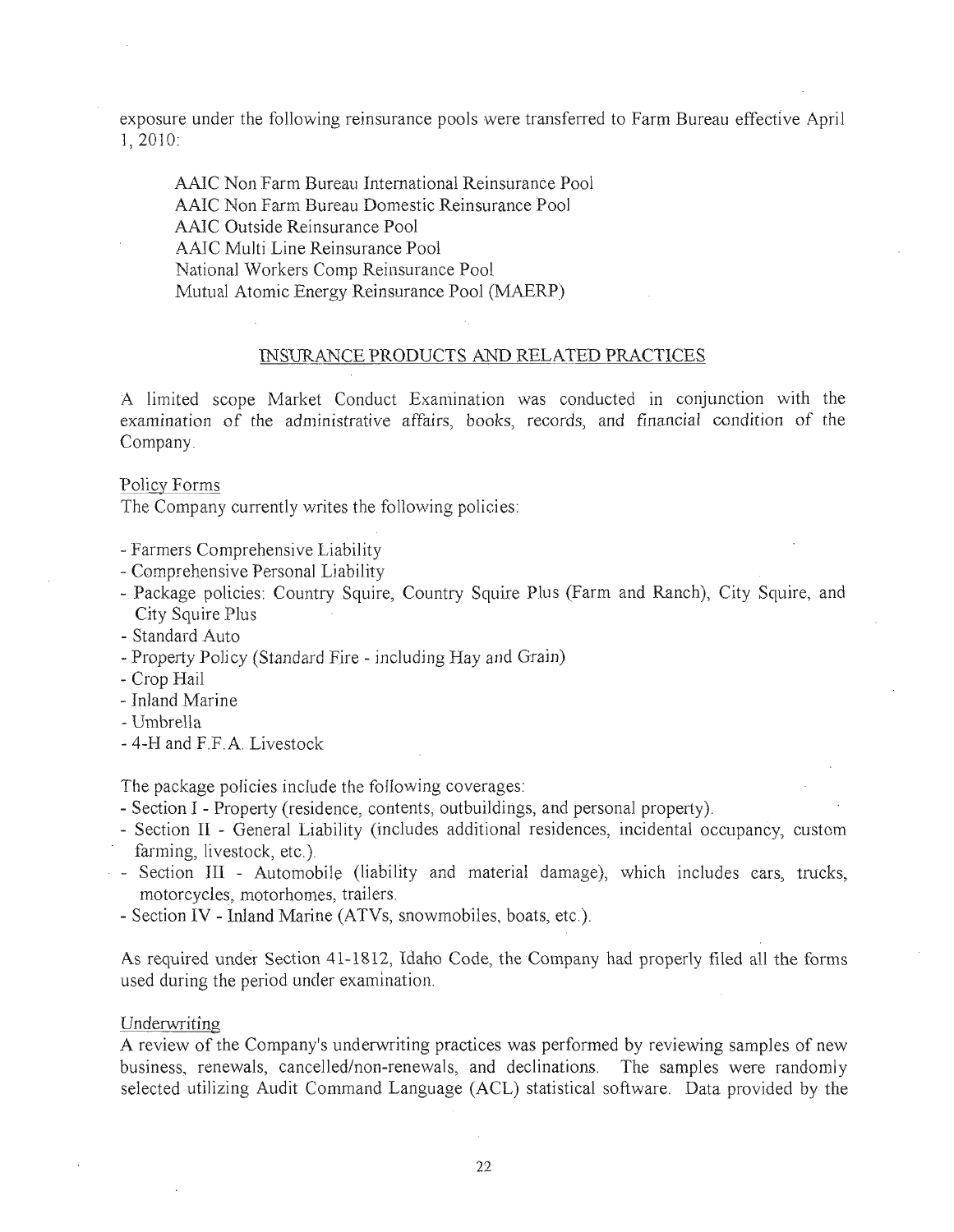exposure under the following reinsurance pools were transferred to Farm Bureau effective April 1, 2010:

AAIC Non Farm Bureau International Reinsurance Pool
AAIC Non Farm Bureau Domestic Reinsurance Pool
AAIC Outside Reinsurance Pool
AAIC Multi Line Reinsurance Pool
National Workers Comp Reinsurance Pool
Mutual Atomic Energy Reinsurance Pool (MAERP)

## INSURANCE PRODUCTS AND RELATED PRACTICES

A limited scope Market Conduct Examination was conducted in conjunction with the examination of the administrative affairs, books, records, and financial condition of the Company.

### Policy Forms

The Company currently writes the following policies:

- Farmers Comprehensive Liability
- Comprehensive Personal Liability
- Package policies: Country Squire, Country Squire Plus (Farm and Ranch), City Squire, and City Squire Plus
- Standard Auto
- Property Policy (Standard Fire - including Hay and Grain)
- Crop Hail
- Inland Marine
- Umbrella
- 4-H and F.F.A. Livestock

The package policies include the following coverages:

- Section I - Property (residence, contents, outbuildings, and personal property).
- Section II - General Liability (includes additional residences, incidental occupancy, custom farming, livestock, etc.).
- Section III - Automobile (liability and material damage), which includes cars, trucks, motorcycles, motorhomes, trailers.
- Section IV - Inland Marine (ATVs, snowmobiles, boats, etc.).

As required under Section 41-1812, Idaho Code, the Company had properly filed all the forms used during the period under examination.

### Underwriting

A review of the Company's underwriting practices was performed by reviewing samples of new business, renewals, cancelled/non-renewals, and declinations. The samples were randomly selected utilizing Audit Command Language (ACL) statistical software. Data provided by the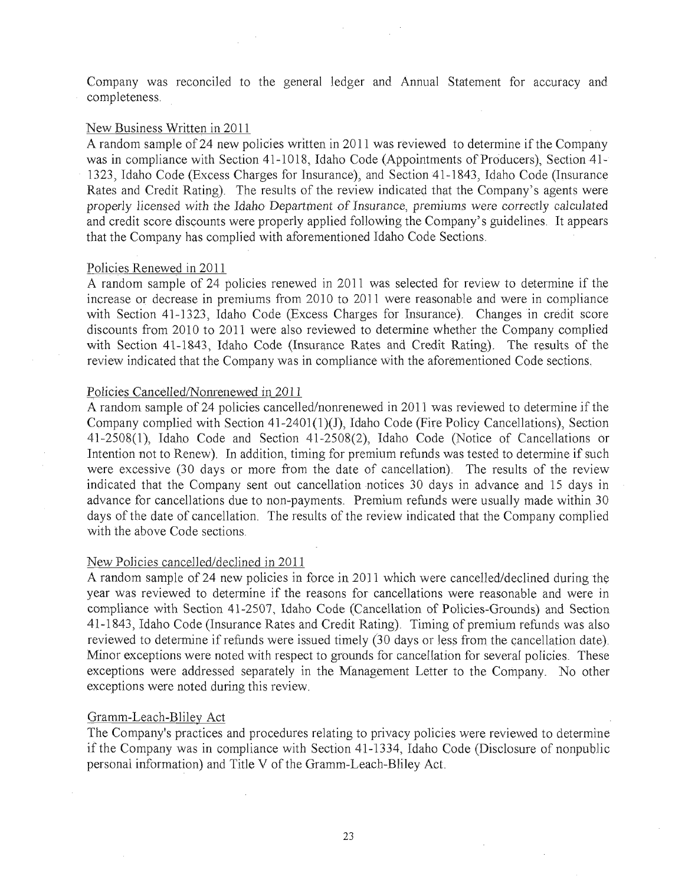Company was reconciled to the general ledger and Annual Statement for accuracy and completeness.

New Business Written in 2011

A random sample of 24 new policies written in 2011 was reviewed to determine if the Company was in compliance with Section 41-1018, Idaho Code (Appointments of Producers), Section 41-1323, Idaho Code (Excess Charges for Insurance), and Section 41-1843, Idaho Code (Insurance Rates and Credit Rating). The results of the review indicated that the Company's agents were properly licensed with the Idaho Department of Insurance, premiums were correctly calculated and credit score discounts were properly applied following the Company's guidelines. It appears that the Company has complied with aforementioned Idaho Code Sections.

Policies Renewed in 2011

A random sample of 24 policies renewed in 2011 was selected for review to determine if the increase or decrease in premiums from 2010 to 2011 were reasonable and were in compliance with Section 41-1323, Idaho Code (Excess Charges for Insurance). Changes in credit score discounts from 2010 to 2011 were also reviewed to determine whether the Company complied with Section 41-1843, Idaho Code (Insurance Rates and Credit Rating). The results of the review indicated that the Company was in compliance with the aforementioned Code sections.

Policies Cancelled/Nonrenewed in 2011

A random sample of 24 policies cancelled/nonrenewed in 2011 was reviewed to determine if the Company complied with Section 41-2401(1)(J), Idaho Code (Fire Policy Cancellations), Section 41-2508(1), Idaho Code and Section 41-2508(2), Idaho Code (Notice of Cancellations or Intention not to Renew). In addition, timing for premium refunds was tested to determine if such were excessive (30 days or more from the date of cancellation). The results of the review indicated that the Company sent out cancellation notices 30 days in advance and 15 days in advance for cancellations due to non-payments. Premium refunds were usually made within 30 days of the date of cancellation. The results of the review indicated that the Company complied with the above Code sections.

New Policies cancelled/declined in 2011

A random sample of 24 new policies in force in 2011 which were cancelled/declined during the year was reviewed to determine if the reasons for cancellations were reasonable and were in compliance with Section 41-2507, Idaho Code (Cancellation of Policies-Grounds) and Section 41-1843, Idaho Code (Insurance Rates and Credit Rating). Timing of premium refunds was also reviewed to determine if refunds were issued timely (30 days or less from the cancellation date). Minor exceptions were noted with respect to grounds for cancellation for several policies. These exceptions were addressed separately in the Management Letter to the Company. No other exceptions were noted during this review.

Gramm-Leach-Bliley Act

The Company's practices and procedures relating to privacy policies were reviewed to determine if the Company was in compliance with Section 41-1334, Idaho Code (Disclosure of nonpublic personal information) and Title V of the Gramm-Leach-Bliley Act.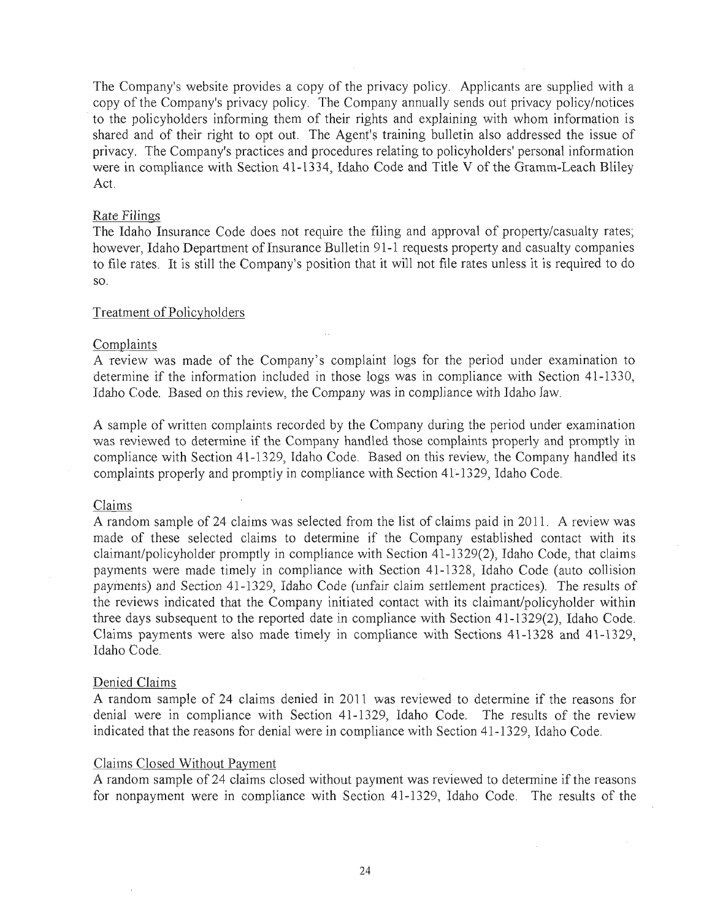The Company's website provides a copy of the privacy policy. Applicants are supplied with a copy of the Company's privacy policy. The Company annually sends out privacy policy/notices to the policyholders informing them of their rights and explaining with whom information is shared and of their right to opt out. The Agent's training bulletin also addressed the issue of privacy. The Company's practices and procedures relating to policyholders' personal information were in compliance with Section 41-1334, Idaho Code and Title V of the Gramm-Leach Bliley Act.

### Rate Filings

The Idaho Insurance Code does not require the filing and approval of property/casualty rates; however, Idaho Department of Insurance Bulletin 91-1 requests property and casualty companies to file rates. It is still the Company's position that it will not file rates unless it is required to do so.

### Treatment of Policyholders

#### Complaints

A review was made of the Company's complaint logs for the period under examination to determine if the information included in those logs was in compliance with Section 41-1330, Idaho Code. Based on this review, the Company was in compliance with Idaho law.

A sample of written complaints recorded by the Company during the period under examination was reviewed to determine if the Company handled those complaints properly and promptly in compliance with Section 41-1329, Idaho Code. Based on this review, the Company handled its complaints properly and promptly in compliance with Section 41-1329, Idaho Code.

#### Claims

A random sample of 24 claims was selected from the list of claims paid in 2011. A review was made of these selected claims to determine if the Company established contact with its claimant/policyholder promptly in compliance with Section 41-1329(2), Idaho Code, that claims payments were made timely in compliance with Section 41-1328, Idaho Code (auto collision payments) and Section 41-1329, Idaho Code (unfair claim settlement practices). The results of the reviews indicated that the Company initiated contact with its claimant/policyholder within three days subsequent to the reported date in compliance with Section 41-1329(2), Idaho Code. Claims payments were also made timely in compliance with Sections 41-1328 and 41-1329, Idaho Code.

#### Denied Claims

A random sample of 24 claims denied in 2011 was reviewed to determine if the reasons for denial were in compliance with Section 41-1329, Idaho Code. The results of the review indicated that the reasons for denial were in compliance with Section 41-1329, Idaho Code.

#### Claims Closed Without Payment

A random sample of 24 claims closed without payment was reviewed to determine if the reasons for nonpayment were in compliance with Section 41-1329, Idaho Code. The results of the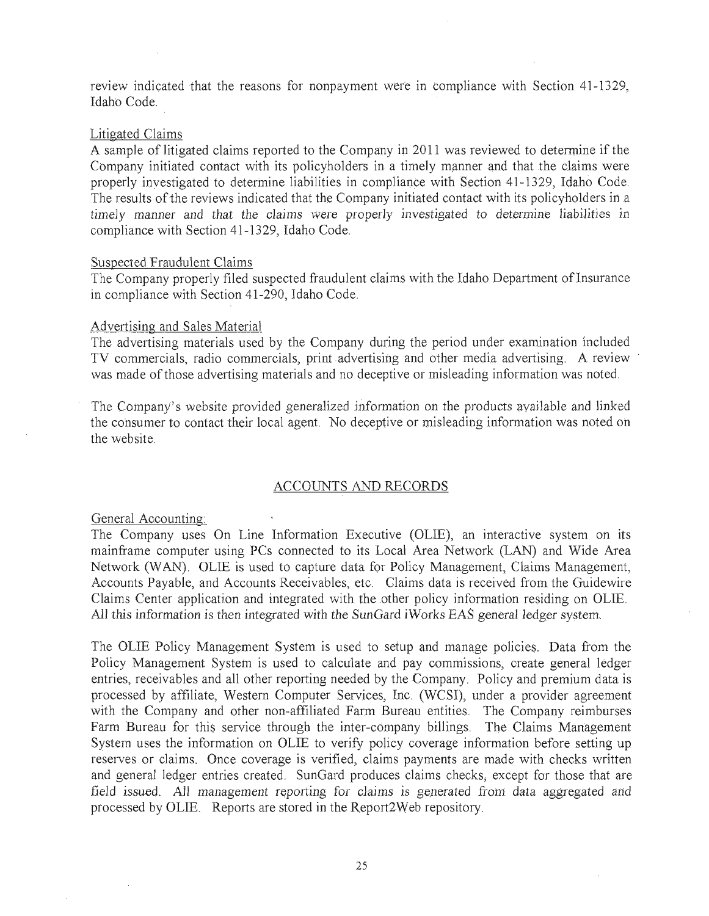review indicated that the reasons for nonpayment were in compliance with Section 41-1329, Idaho Code.

Litigated Claims

A sample of litigated claims reported to the Company in 2011 was reviewed to determine if the Company initiated contact with its policyholders in a timely manner and that the claims were properly investigated to determine liabilities in compliance with Section 41-1329, Idaho Code. The results of the reviews indicated that the Company initiated contact with its policyholders in a timely manner and that the claims were properly investigated to determine liabilities in compliance with Section 41-1329, Idaho Code.

Suspected Fraudulent Claims

The Company properly filed suspected fraudulent claims with the Idaho Department of Insurance in compliance with Section 41-290, Idaho Code.

Advertising and Sales Material

The advertising materials used by the Company during the period under examination included TV commercials, radio commercials, print advertising and other media advertising. A review was made of those advertising materials and no deceptive or misleading information was noted.

The Company's website provided generalized information on the products available and linked the consumer to contact their local agent. No deceptive or misleading information was noted on the website.

## ACCOUNTS AND RECORDS

General Accounting:

The Company uses On Line Information Executive (OLIE), an interactive system on its mainframe computer using PCs connected to its Local Area Network (LAN) and Wide Area Network (WAN). OLIE is used to capture data for Policy Management, Claims Management, Accounts Payable, and Accounts Receivables, etc. Claims data is received from the Guidewire Claims Center application and integrated with the other policy information residing on OLIE. All this information is then integrated with the SunGard iWorks EAS general ledger system.

The OLIE Policy Management System is used to setup and manage policies. Data from the Policy Management System is used to calculate and pay commissions, create general ledger entries, receivables and all other reporting needed by the Company. Policy and premium data is processed by affiliate, Western Computer Services, Inc. (WCSI), under a provider agreement with the Company and other non-affiliated Farm Bureau entities. The Company reimburses Farm Bureau for this service through the inter-company billings. The Claims Management System uses the information on OLIE to verify policy coverage information before setting up reserves or claims. Once coverage is verified, claims payments are made with checks written and general ledger entries created. SunGard produces claims checks, except for those that are field issued. All management reporting for claims is generated from data aggregated and processed by OLIE. Reports are stored in the Report2Web repository.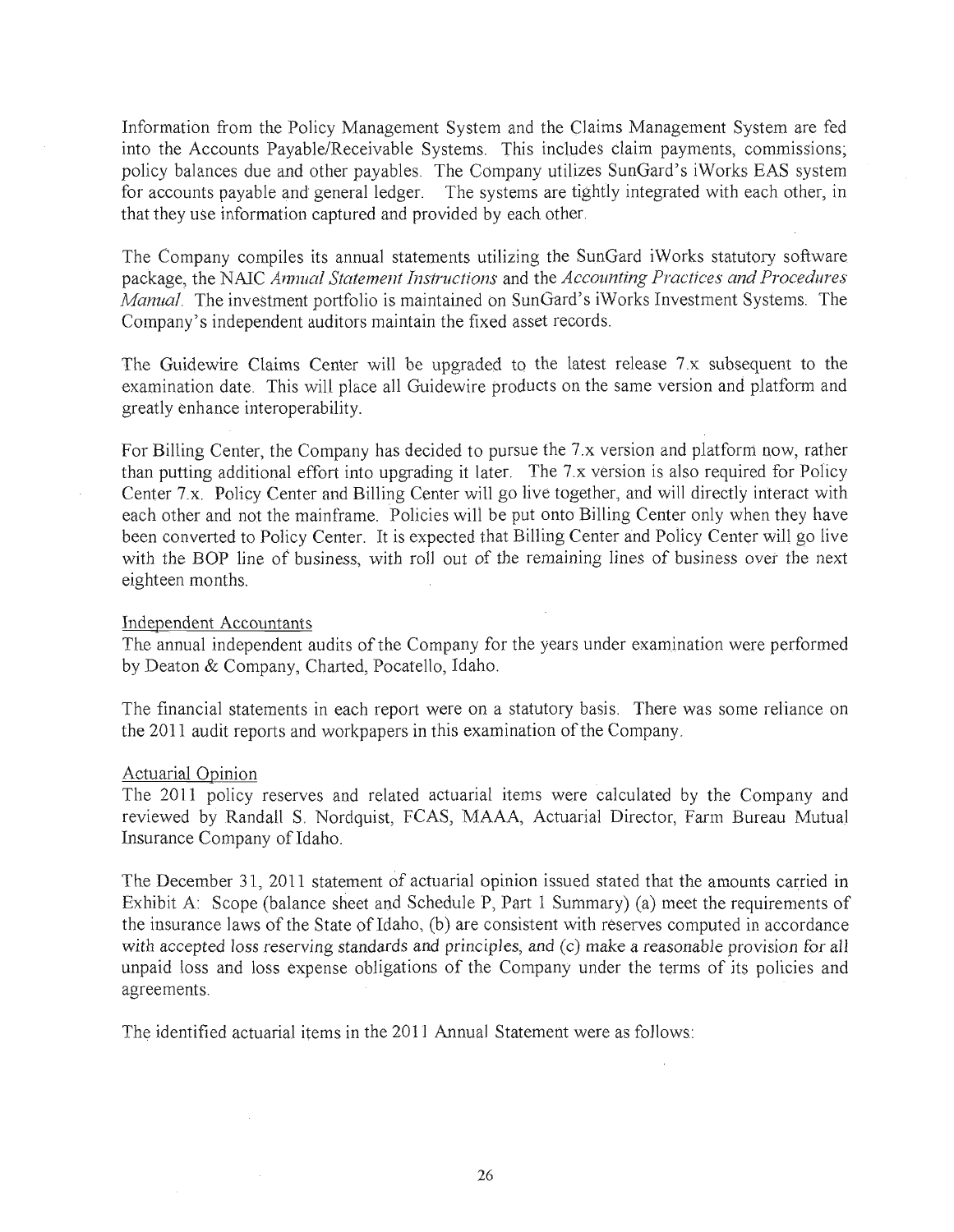Information from the Policy Management System and the Claims Management System are fed into the Accounts Payable/Receivable Systems. This includes claim payments, commissions; policy balances due and other payables. The Company utilizes SunGard's iWorks EAS system for accounts payable and general ledger. The systems are tightly integrated with each other, in that they use information captured and provided by each other.

The Company compiles its annual statements utilizing the SunGard iWorks statutory software package, the NAIC *Annual Statement Instructions* and the *Accounting Practices and Procedures Manual*. The investment portfolio is maintained on SunGard's iWorks Investment Systems. The Company's independent auditors maintain the fixed asset records.

The Guidewire Claims Center will be upgraded to the latest release 7.x subsequent to the examination date. This will place all Guidewire products on the same version and platform and greatly enhance interoperability.

For Billing Center, the Company has decided to pursue the 7.x version and platform now, rather than putting additional effort into upgrading it later. The 7.x version is also required for Policy Center 7.x. Policy Center and Billing Center will go live together, and will directly interact with each other and not the mainframe. Policies will be put onto Billing Center only when they have been converted to Policy Center. It is expected that Billing Center and Policy Center will go live with the BOP line of business, with roll out of the remaining lines of business over the next eighteen months.

Independent Accountants

The annual independent audits of the Company for the years under examination were performed by Deaton & Company, Charted, Pocatello, Idaho.

The financial statements in each report were on a statutory basis. There was some reliance on the 2011 audit reports and workpapers in this examination of the Company.

Actuarial Opinion

The 2011 policy reserves and related actuarial items were calculated by the Company and reviewed by Randall S. Nordquist, FCAS, MAAA, Actuarial Director, Farm Bureau Mutual Insurance Company of Idaho.

The December 31, 2011 statement of actuarial opinion issued stated that the amounts carried in Exhibit A: Scope (balance sheet and Schedule P, Part 1 Summary) (a) meet the requirements of the insurance laws of the State of Idaho, (b) are consistent with reserves computed in accordance with accepted loss reserving standards and principles, and (c) make a reasonable provision for all unpaid loss and loss expense obligations of the Company under the terms of its policies and agreements.

The identified actuarial items in the 2011 Annual Statement were as follows: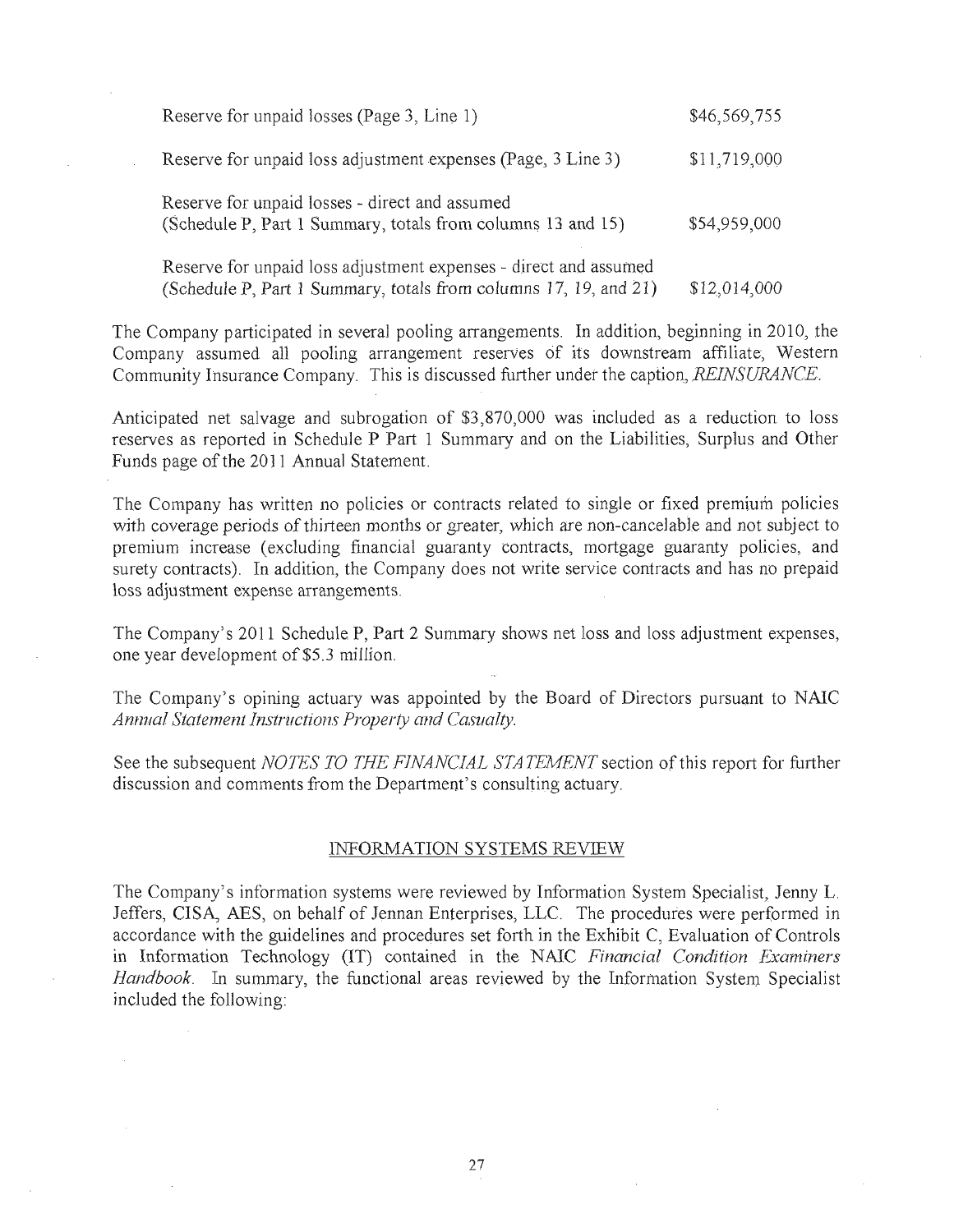| | |
|---|---|
| Reserve for unpaid losses (Page 3, Line 1) | $46,569,755 |
| Reserve for unpaid loss adjustment expenses (Page, 3 Line 3) | $11,719,000 |
| Reserve for unpaid losses - direct and assumed (Schedule P, Part 1 Summary, totals from columns 13 and 15) | $54,959,000 |
| Reserve for unpaid loss adjustment expenses - direct and assumed (Schedule P, Part 1 Summary, totals from columns 17, 19, and 21) | $12,014,000 |

The Company participated in several pooling arrangements. In addition, beginning in 2010, the Company assumed all pooling arrangement reserves of its downstream affiliate, Western Community Insurance Company. This is discussed further under the caption, *REINSURANCE*.

Anticipated net salvage and subrogation of $3,870,000 was included as a reduction to loss reserves as reported in Schedule P Part 1 Summary and on the Liabilities, Surplus and Other Funds page of the 2011 Annual Statement.

The Company has written no policies or contracts related to single or fixed premium policies with coverage periods of thirteen months or greater, which are non-cancelable and not subject to premium increase (excluding financial guaranty contracts, mortgage guaranty policies, and surety contracts). In addition, the Company does not write service contracts and has no prepaid loss adjustment expense arrangements.

The Company's 2011 Schedule P, Part 2 Summary shows net loss and loss adjustment expenses, one year development of $5.3 million.

The Company's opining actuary was appointed by the Board of Directors pursuant to NAIC *Annual Statement Instructions Property and Casualty*.

See the subsequent *NOTES TO THE FINANCIAL STATEMENT* section of this report for further discussion and comments from the Department's consulting actuary.

## INFORMATION SYSTEMS REVIEW

The Company's information systems were reviewed by Information System Specialist, Jenny L. Jeffers, CISA, AES, on behalf of Jennan Enterprises, LLC. The procedures were performed in accordance with the guidelines and procedures set forth in the Exhibit C, Evaluation of Controls in Information Technology (IT) contained in the NAIC *Financial Condition Examiners Handbook*. In summary, the functional areas reviewed by the Information System Specialist included the following: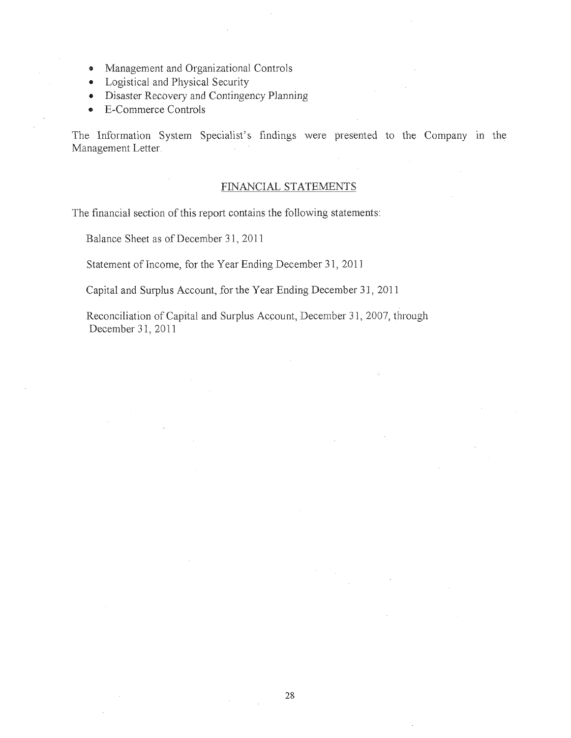- Management and Organizational Controls
- Logistical and Physical Security
- Disaster Recovery and Contingency Planning
- E-Commerce Controls

The Information System Specialist's findings were presented to the Company in the Management Letter.

## FINANCIAL STATEMENTS

The financial section of this report contains the following statements:

Balance Sheet as of December 31, 2011

Statement of Income, for the Year Ending December 31, 2011

Capital and Surplus Account, for the Year Ending December 31, 2011

Reconciliation of Capital and Surplus Account, December 31, 2007, through December 31, 2011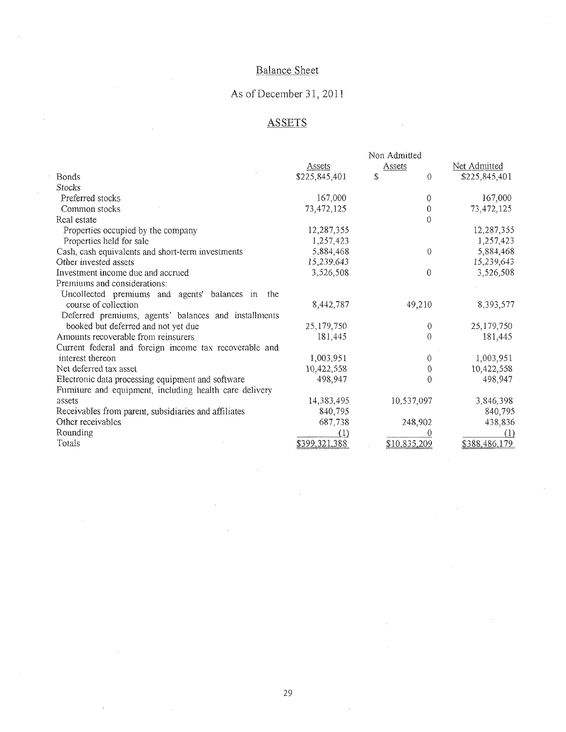## Balance Sheet

## As of December 31, 2011

## ASSETS

| | Assets | Non Admitted Assets | Net Admitted |
|---|---|---|---|
| Bonds | $225,845,401 | $ 0 | $225,845,401 |
| *Stocks* | | | |
| Preferred stocks | 167,000 | 0 | 167,000 |
| Common stocks | 73,472,125 | 0 | 73,472,125 |
| Real estate | | 0 | |
| Properties occupied by the company | 12,287,355 | | 12,287,355 |
| Properties held for sale | 1,257,423 | | 1,257,423 |
| Cash, cash equivalents and short-term investments | 5,884,468 | 0 | 5,884,468 |
| Other invested assets | 15,239,643 | | 15,239,643 |
| Investment income due and accrued | 3,526,508 | 0 | 3,526,508 |
| Premiums and considerations: | | | |
| Uncollected premiums and agents' balances in the course of collection | 8,442,787 | 49,210 | 8,393,577 |
| Deferred premiums, agents' balances and installments booked but deferred and not yet due | 25,179,750 | 0 | 25,179,750 |
| Amounts recoverable from reinsurers | 181,445 | 0 | 181,445 |
| Current federal and foreign income tax recoverable and interest thereon | 1,003,951 | 0 | 1,003,951 |
| Net deferred tax asset | 10,422,558 | 0 | 10,422,558 |
| Electronic data processing equipment and software | 498,947 | 0 | 498,947 |
| Furniture and equipment, including health care delivery assets | 14,383,495 | 10,537,097 | 3,846,398 |
| Receivables from parent, subsidiaries and affiliates | 840,795 | | 840,795 |
| Other receivables | 687,738 | 248,902 | 438,836 |
| Rounding | (1) | 0 | (1) |
| Totals | $399,321,388 | $10,835,209 | $388,486,179 |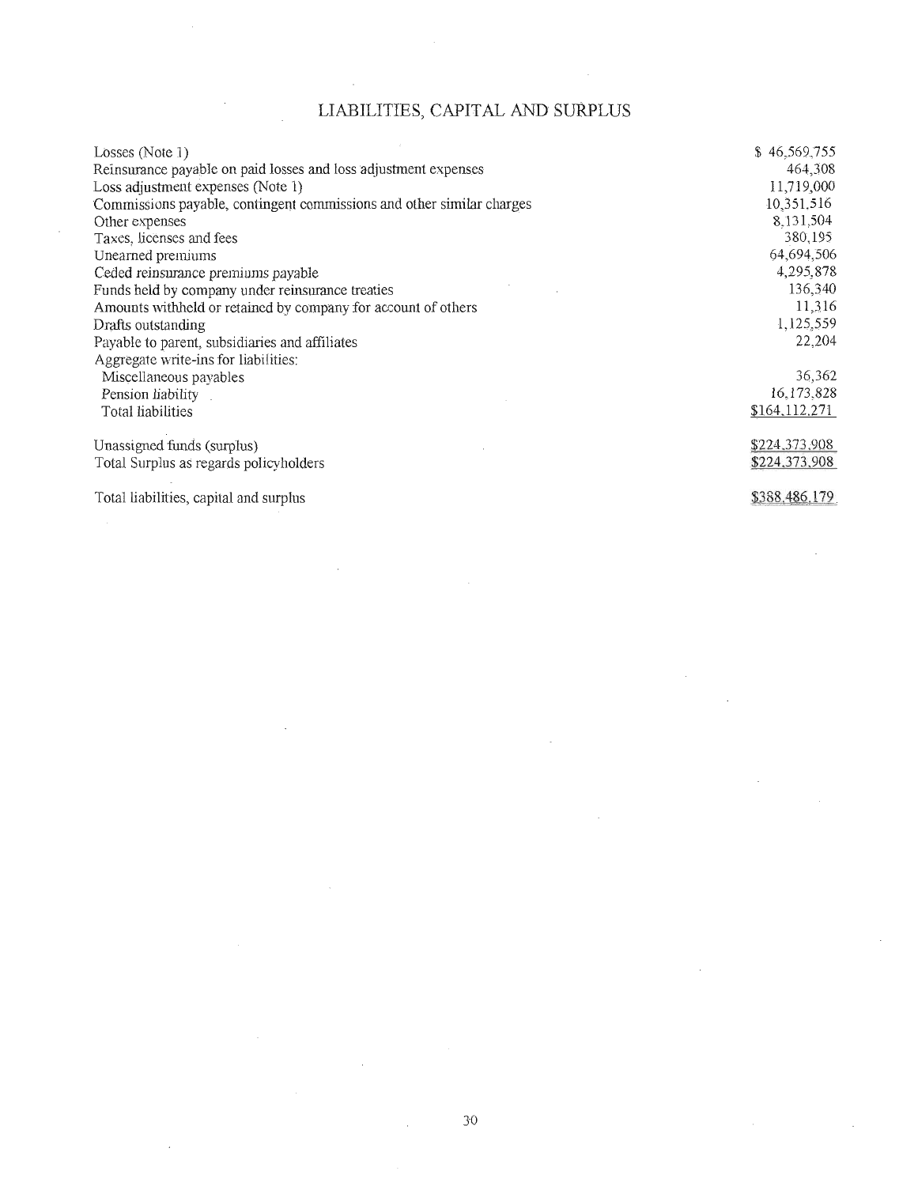## LIABILITIES, CAPITAL AND SURPLUS

| | |
|---|---:|
| Losses (Note 1) | $ 46,569,755 |
| Reinsurance payable on paid losses and loss adjustment expenses | 464,308 |
| Loss adjustment expenses (Note 1) | 11,719,000 |
| Commissions payable, contingent commissions and other similar charges | 10,351,516 |
| Other expenses | 8,131,504 |
| Taxes, licenses and fees | 380,195 |
| Unearned premiums | 64,694,506 |
| Ceded reinsurance premiums payable | 4,295,878 |
| Funds held by company under reinsurance treaties | 136,340 |
| Amounts withheld or retained by company for account of others | 11,316 |
| Drafts outstanding | 1,125,559 |
| Payable to parent, subsidiaries and affiliates | 22,204 |
| Aggregate write-ins for liabilities: | |
| Miscellaneous payables | 36,362 |
| Pension liability | 16,173,828 |
| Total liabilities | $164,112,271 |
| | |
| Unassigned funds (surplus) | $224,373,908 |
| Total Surplus as regards policyholders | $224,373,908 |
| | |
| Total liabilities, capital and surplus | $388,486,179 |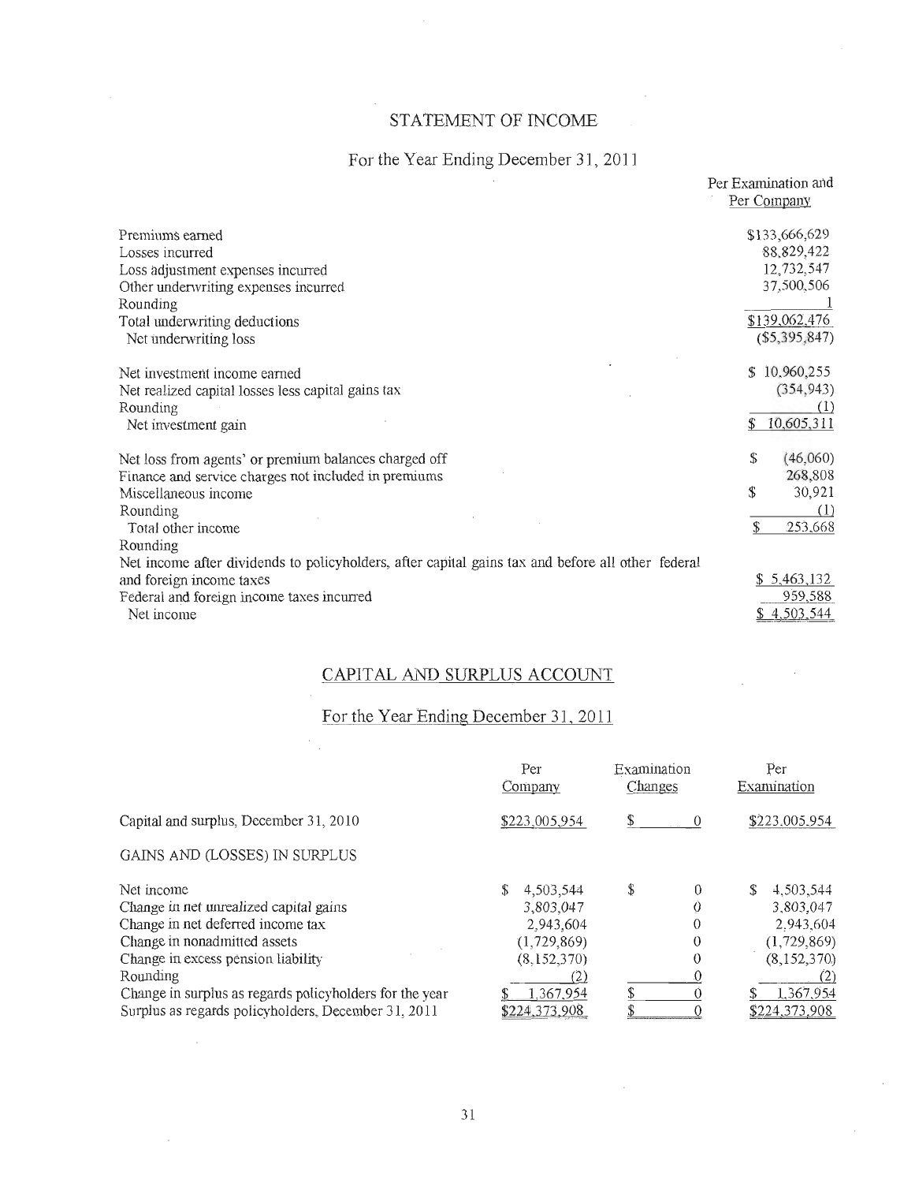# STATEMENT OF INCOME

## For the Year Ending December 31, 2011

| | Per Examination and Per Company |
|---|---|
| Premiums earned | $133,666,629 |
| Losses incurred | 88,829,422 |
| Loss adjustment expenses incurred | 12,732,547 |
| Other underwriting expenses incurred | 37,500,506 |
| Rounding | 1 |
| Total underwriting deductions | $139,062,476 |
| Net underwriting loss | ($5,395,847) |
| | |
| Net investment income earned | $ 10,960,255 |
| Net realized capital losses less capital gains tax | (354,943) |
| Rounding | (1) |
| Net investment gain | $ 10,605,311 |
| | |
| Net loss from agents' or premium balances charged off | $ (46,060) |
| Finance and service charges not included in premiums | 268,808 |
| Miscellaneous income | $ 30,921 |
| Rounding | (1) |
| Total other income | $ 253,668 |
| Rounding | |
| Net income after dividends to policyholders, after capital gains tax and before all other federal and foreign income taxes | $ 5,463,132 |
| Federal and foreign income taxes incurred | 959,588 |
| Net income | $ 4,503,544 |

## CAPITAL AND SURPLUS ACCOUNT

## For the Year Ending December 31, 2011

| | Per Company | Examination Changes | Per Examination |
|---|---|---|---|
| Capital and surplus, December 31, 2010 | $223,005,954 | $ 0 | $223,005,954 |
| GAINS AND (LOSSES) IN SURPLUS | | | |
| Net income | $ 4,503,544 | $ 0 | $ 4,503,544 |
| Change in net unrealized capital gains | 3,803,047 | 0 | 3,803,047 |
| Change in net deferred income tax | 2,943,604 | 0 | 2,943,604 |
| Change in nonadmitted assets | (1,729,869) | 0 | (1,729,869) |
| Change in excess pension liability | (8,152,370) | 0 | (8,152,370) |
| Rounding | (2) | 0 | (2) |
| Change in surplus as regards policyholders for the year | $ 1,367,954 | $ 0 | $ 1,367,954 |
| Surplus as regards policyholders, December 31, 2011 | $224,373,908 | $ 0 | $224,373,908 |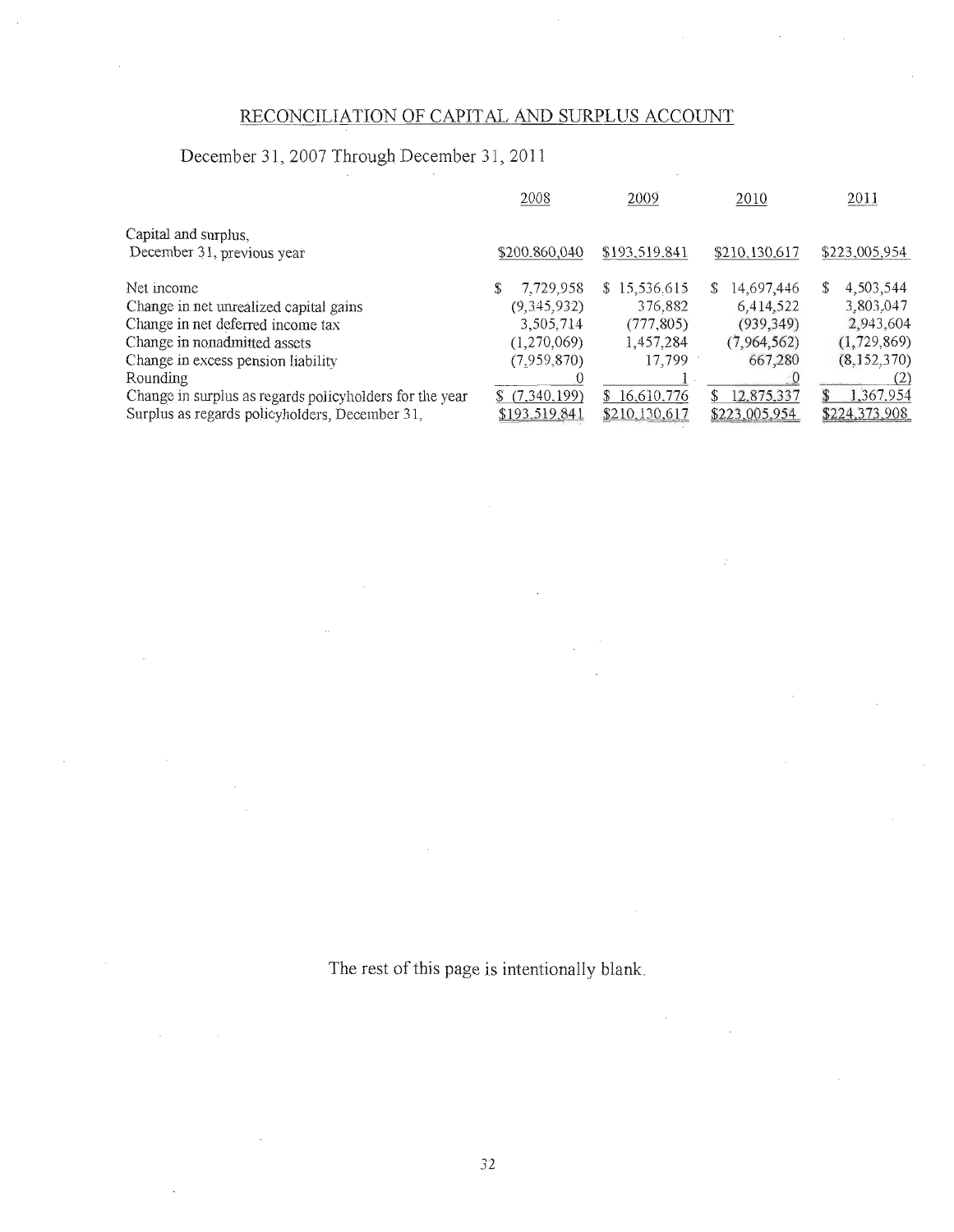## RECONCILIATION OF CAPITAL AND SURPLUS ACCOUNT

December 31, 2007 Through December 31, 2011

| | 2008 | 2009 | 2010 | 2011 |
|---|---|---|---|---|
| Capital and surplus, December 31, previous year | \$200,860,040 | \$193,519,841 | \$210,130,617 | \$223,005,954 |
| Net income | \$ 7,729,958 | \$ 15,536,615 | \$ 14,697,446 | \$ 4,503,544 |
| Change in net unrealized capital gains | (9,345,932) | 376,882 | 6,414,522 | 3,803,047 |
| Change in net deferred income tax | 3,505,714 | (777,805) | (939,349) | 2,943,604 |
| Change in nonadmitted assets | (1,270,069) | 1,457,284 | (7,964,562) | (1,729,869) |
| Change in excess pension liability | (7,959,870) | 17,799 | 667,280 | (8,152,370) |
| Rounding | 0 | 1 | 0 | (2) |
| Change in surplus as regards policyholders for the year | \$ (7,340,199) | \$ 16,610,776 | \$ 12,875,337 | \$ 1,367,954 |
| Surplus as regards policyholders, December 31, | \$193,519,841 | \$210,130,617 | \$223,005,954 | \$224,373,908 |

The rest of this page is intentionally blank.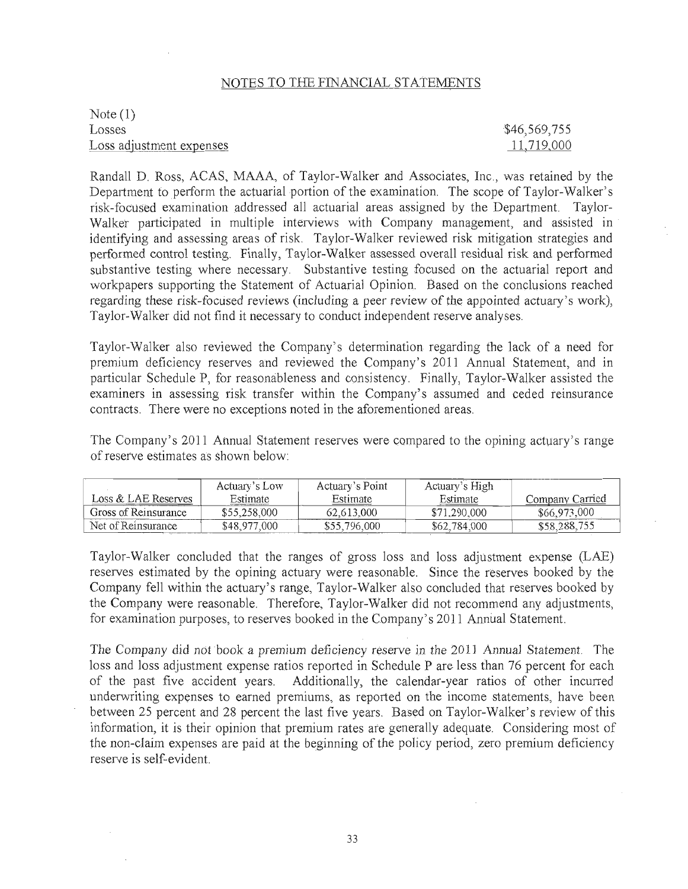## NOTES TO THE FINANCIAL STATEMENTS

Note (1)

| | |
|---|---|
| Losses | $46,569,755 |
| Loss adjustment expenses | 11,719,000 |

Randall D. Ross, ACAS, MAAA, of Taylor-Walker and Associates, Inc., was retained by the Department to perform the actuarial portion of the examination. The scope of Taylor-Walker's risk-focused examination addressed all actuarial areas assigned by the Department. Taylor-Walker participated in multiple interviews with Company management, and assisted in identifying and assessing areas of risk. Taylor-Walker reviewed risk mitigation strategies and performed control testing. Finally, Taylor-Walker assessed overall residual risk and performed substantive testing where necessary. Substantive testing focused on the actuarial report and workpapers supporting the Statement of Actuarial Opinion. Based on the conclusions reached regarding these risk-focused reviews (including a peer review of the appointed actuary's work), Taylor-Walker did not find it necessary to conduct independent reserve analyses.

Taylor-Walker also reviewed the Company's determination regarding the lack of a need for premium deficiency reserves and reviewed the Company's 2011 Annual Statement, and in particular Schedule P, for reasonableness and consistency. Finally, Taylor-Walker assisted the examiners in assessing risk transfer within the Company's assumed and ceded reinsurance contracts. There were no exceptions noted in the aforementioned areas.

The Company's 2011 Annual Statement reserves were compared to the opining actuary's range of reserve estimates as shown below:

| Loss & LAE Reserves | Actuary's Low Estimate | Actuary's Point Estimate | Actuary's High Estimate | Company Carried |
|---|---|---|---|---|
| Gross of Reinsurance | $55,258,000 | 62,613,000 | $71,290,000 | $66,973,000 |
| Net of Reinsurance | $48,977,000 | $55,796,000 | $62,784,000 | $58,288,755 |

Taylor-Walker concluded that the ranges of gross loss and loss adjustment expense (LAE) reserves estimated by the opining actuary were reasonable. Since the reserves booked by the Company fell within the actuary's range, Taylor-Walker also concluded that reserves booked by the Company were reasonable. Therefore, Taylor-Walker did not recommend any adjustments, for examination purposes, to reserves booked in the Company's 2011 Annual Statement.

The Company did not book a premium deficiency reserve in the 2011 Annual Statement. The loss and loss adjustment expense ratios reported in Schedule P are less than 76 percent for each of the past five accident years. Additionally, the calendar-year ratios of other incurred underwriting expenses to earned premiums, as reported on the income statements, have been between 25 percent and 28 percent the last five years. Based on Taylor-Walker's review of this information, it is their opinion that premium rates are generally adequate. Considering most of the non-claim expenses are paid at the beginning of the policy period, zero premium deficiency reserve is self-evident.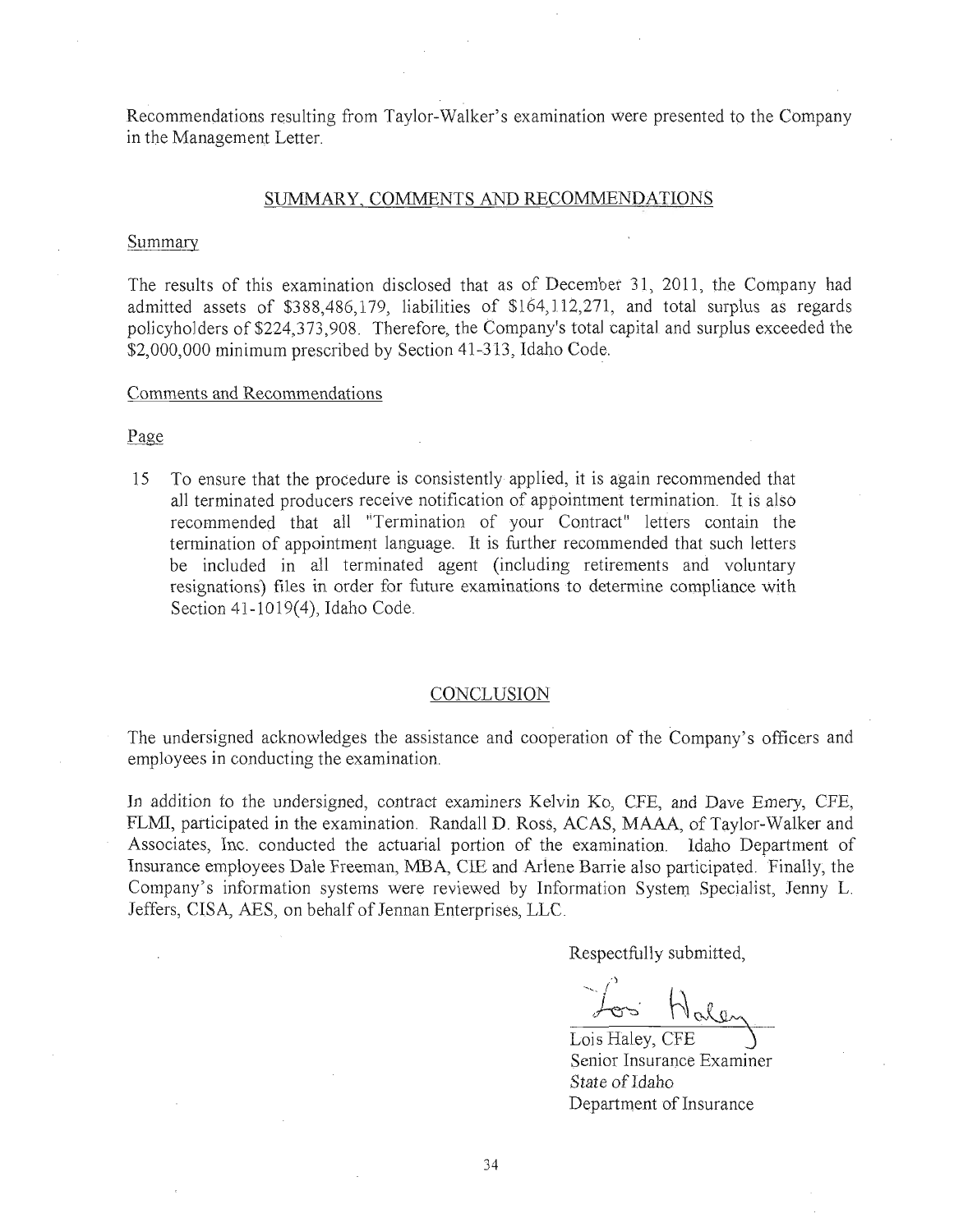Recommendations resulting from Taylor-Walker's examination were presented to the Company in the Management Letter.

## SUMMARY, COMMENTS AND RECOMMENDATIONS

### Summary

The results of this examination disclosed that as of December 31, 2011, the Company had admitted assets of $388,486,179, liabilities of $164,112,271, and total surplus as regards policyholders of $224,373,908. Therefore, the Company's total capital and surplus exceeded the $2,000,000 minimum prescribed by Section 41-313, Idaho Code.

### Comments and Recommendations

Page

15 To ensure that the procedure is consistently applied, it is again recommended that all terminated producers receive notification of appointment termination. It is also recommended that all "Termination of your Contract" letters contain the termination of appointment language. It is further recommended that such letters be included in all terminated agent (including retirements and voluntary resignations) files in order for future examinations to determine compliance with Section 41-1019(4), Idaho Code.

## CONCLUSION

The undersigned acknowledges the assistance and cooperation of the Company's officers and employees in conducting the examination.

In addition to the undersigned, contract examiners Kelvin Ko, CFE, and Dave Emery, CFE, FLMI, participated in the examination. Randall D. Ross, ACAS, MAAA, of Taylor-Walker and Associates, Inc. conducted the actuarial portion of the examination. Idaho Department of Insurance employees Dale Freeman, MBA, CIE and Arlene Barrie also participated. Finally, the Company's information systems were reviewed by Information System Specialist, Jenny L. Jeffers, CISA, AES, on behalf of Jennan Enterprises, LLC.

Respectfully submitted,

Lois Haley, CFE
Senior Insurance Examiner
State of Idaho
Department of Insurance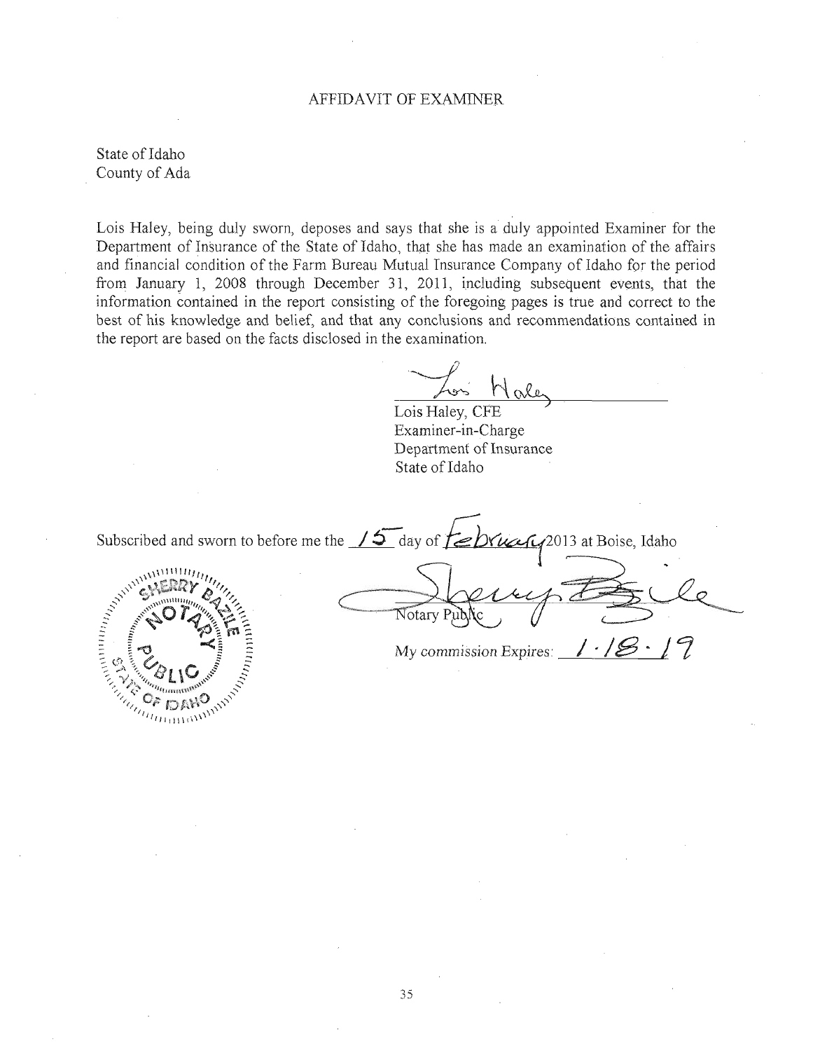# AFFIDAVIT OF EXAMINER

State of Idaho
County of Ada

Lois Haley, being duly sworn, deposes and says that she is a duly appointed Examiner for the Department of Insurance of the State of Idaho, that she has made an examination of the affairs and financial condition of the Farm Bureau Mutual Insurance Company of Idaho for the period from January 1, 2008 through December 31, 2011, including subsequent events, that the information contained in the report consisting of the foregoing pages is true and correct to the best of his knowledge and belief, and that any conclusions and recommendations contained in the report are based on the facts disclosed in the examination.

Lois Haley

Lois Haley, CFE
Examiner-in-Charge
Department of Insurance
State of Idaho

Subscribed and sworn to before me the 15 day of February 2013 at Boise, Idaho

SHERRY BAZILE
NOTARY PUBLIC
STATE OF IDAHO

Sherry Bazile

Notary Public

*My commission Expires:* 1·18·19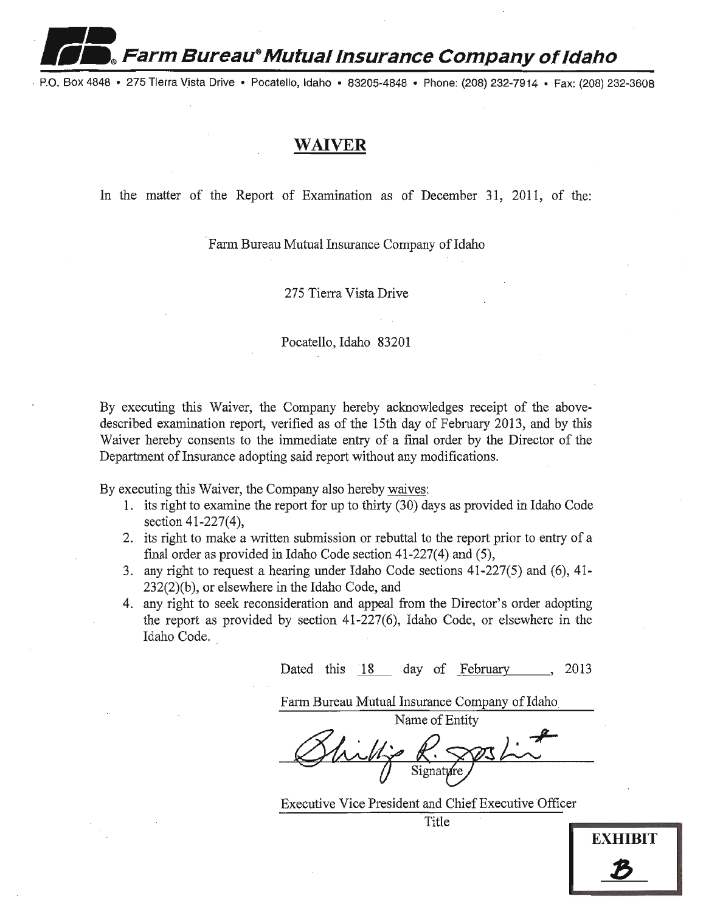**Farm Bureau® Mutual Insurance Company of Idaho**

P.O. Box 4848 • 275 Tierra Vista Drive • Pocatello, Idaho • 83205-4848 • Phone: (208) 232-7914 • Fax: (208) 232-3608

# WAIVER

In the matter of the Report of Examination as of December 31, 2011, of the:

Farm Bureau Mutual Insurance Company of Idaho

275 Tierra Vista Drive

Pocatello, Idaho 83201

By executing this Waiver, the Company hereby acknowledges receipt of the above-described examination report, verified as of the 15th day of February 2013, and by this Waiver hereby consents to the immediate entry of a final order by the Director of the Department of Insurance adopting said report without any modifications.

By executing this Waiver, the Company also hereby waives:

1. its right to examine the report for up to thirty (30) days as provided in Idaho Code section 41-227(4),
2. its right to make a written submission or rebuttal to the report prior to entry of a final order as provided in Idaho Code section 41-227(4) and (5),
3. any right to request a hearing under Idaho Code sections 41-227(5) and (6), 41-232(2)(b), or elsewhere in the Idaho Code, and
4. any right to seek reconsideration and appeal from the Director's order adopting the report as provided by section 41-227(6), Idaho Code, or elsewhere in the Idaho Code.

Dated this 18 day of February, 2013

Farm Bureau Mutual Insurance Company of Idaho
Name of Entity

Phillip R. Joslin
Signature

Executive Vice President and Chief Executive Officer
Title

**EXHIBIT B**